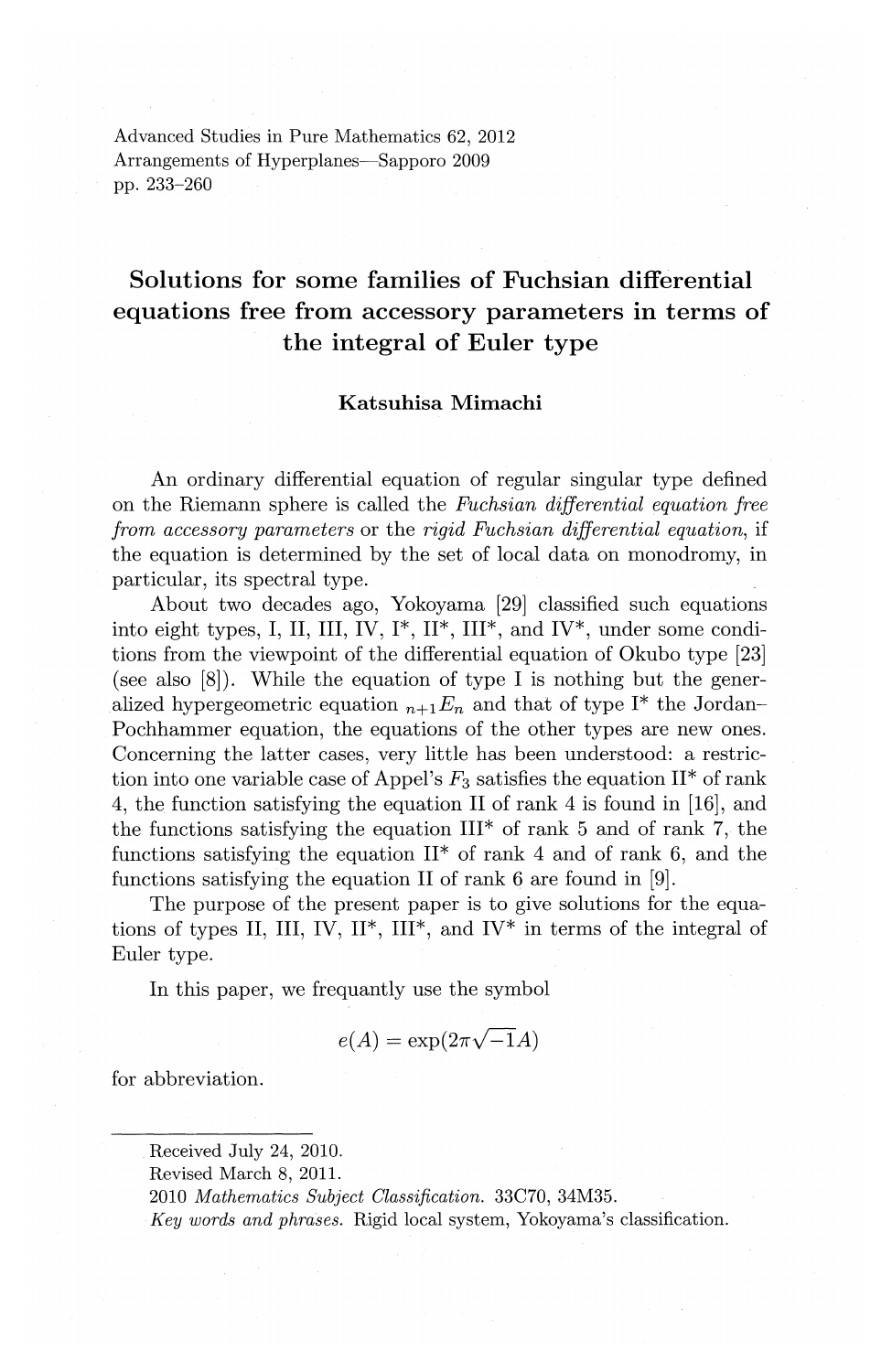# Solutions for some families of Fuchsian differential equations free from accessory parameters in terms of the integral of Euler type

**Katsuhisa Mimachi**

An ordinary differential equation of regular singular type defined on the Riemann sphere is called the *Fuchsian differential equation free from accessory parameters* or the *rigid Fuchsian differential equation*, if the equation is determined by the set of local data on monodromy, in particular, its spectral type.

About two decades ago, Yokoyama [29] classified such equations into eight types, I, II, III, IV, I*, II*, III*, and IV*, under some conditions from the viewpoint of the differential equation of Okubo type [23] (see also [8]). While the equation of type I is nothing but the generalized hypergeometric equation ${}_{n+1}E_n$ and that of type I* the Jordan–Pochhammer equation, the equations of the other types are new ones. Concerning the latter cases, very little has been understood: a restriction into one variable case of Appel's $F_3$ satisfies the equation II* of rank 4, the function satisfying the equation II of rank 4 is found in [16], and the functions satisfying the equation III* of rank 5 and of rank 7, the functions satisfying the equation II* of rank 4 and of rank 6, and the functions satisfying the equation II of rank 6 are found in [9].

The purpose of the present paper is to give solutions for the equations of types II, III, IV, II*, III*, and IV* in terms of the integral of Euler type.

In this paper, we frequantly use the symbol

$$e(A) = \exp(2\pi\sqrt{-1}A)$$

for abbreviation.

---

Received July 24, 2010.
Revised March 8, 2011.
2010 *Mathematics Subject Classification.* 33C70, 34M35.
*Key words and phrases.* Rigid local system, Yokoyama's classification.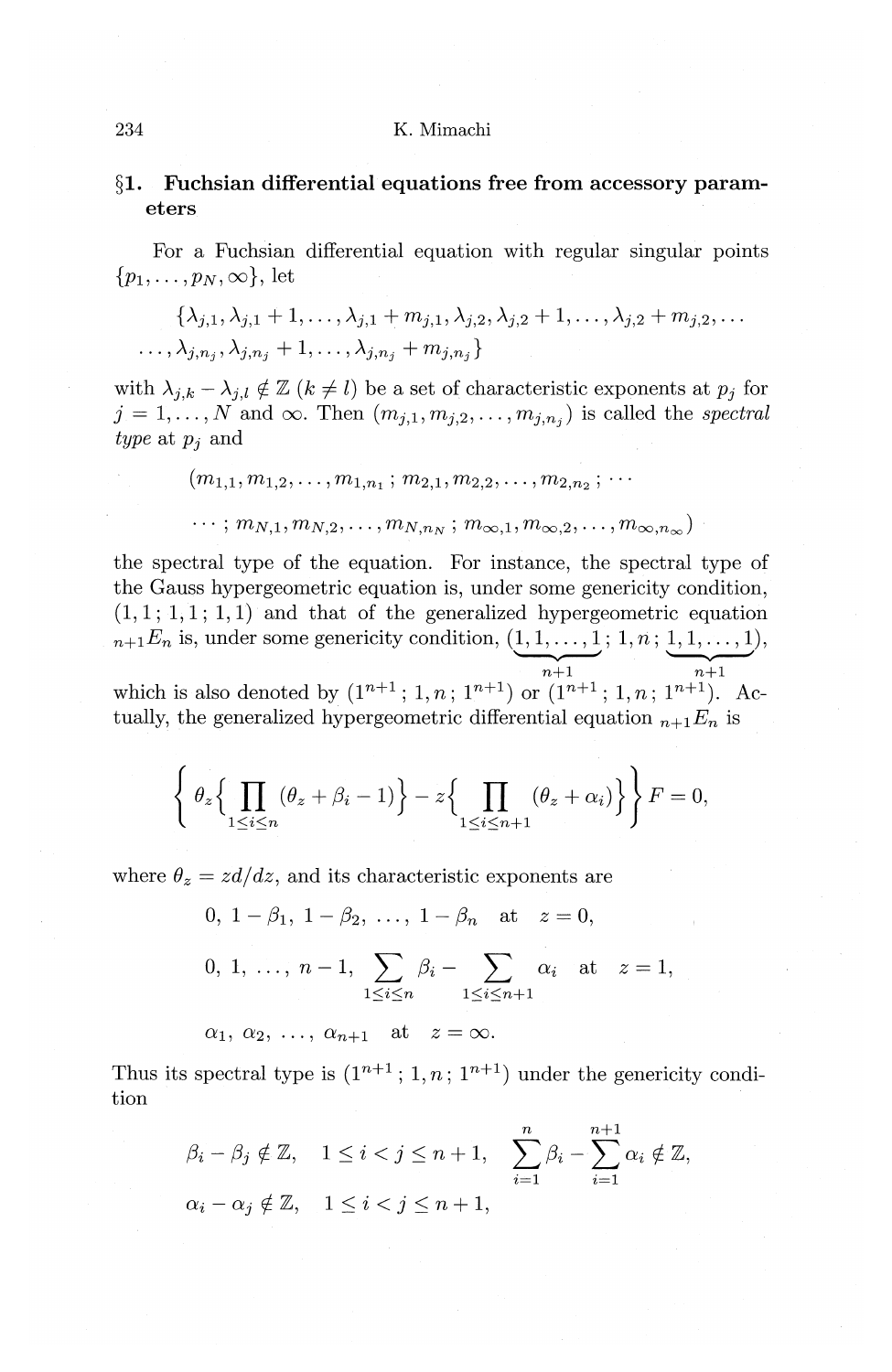## §1. Fuchsian differential equations free from accessory parameters

For a Fuchsian differential equation with regular singular points $\{p_1, \ldots, p_N, \infty\}$, let

$$\{\lambda_{j,1}, \lambda_{j,1}+1, \ldots, \lambda_{j,1}+m_{j,1}, \lambda_{j,2}, \lambda_{j,2}+1, \ldots, \lambda_{j,2}+m_{j,2}, \ldots$$
$$\ldots, \lambda_{j,n_j}, \lambda_{j,n_j}+1, \ldots, \lambda_{j,n_j}+m_{j,n_j}\}$$

with $\lambda_{j,k} - \lambda_{j,l} \notin \mathbb{Z}$ $(k \neq l)$ be a set of characteristic exponents at $p_j$ for $j = 1, \ldots, N$ and $\infty$. Then $(m_{j,1}, m_{j,2}, \ldots, m_{j,n_j})$ is called the *spectral type* at $p_j$ and

$$(m_{1,1}, m_{1,2}, \ldots, m_{1,n_1}\,;\, m_{2,1}, m_{2,2}, \ldots, m_{2,n_2}\,;\, \cdots$$
$$\cdots\,;\, m_{N,1}, m_{N,2}, \ldots, m_{N,n_N}\,;\, m_{\infty,1}, m_{\infty,2}, \ldots, m_{\infty,n_\infty})$$

the spectral type of the equation. For instance, the spectral type of the Gauss hypergeometric equation is, under some genericity condition, $(1,1\,;\,1,1\,;\,1,1)$ and that of the generalized hypergeometric equation ${}_{n+1}E_n$ is, under some genericity condition, $(\underbrace{1,1,\ldots,1}_{n+1}\,;\,1,n\,;\,\underbrace{1,1,\ldots,1}_{n+1})$, which is also denoted by $(1^{n+1}\,;\,1,n\,;\,1^{n+1})$ or $(1^{n+1}\,;\,1,n\,;\,1^{n+1})$. Actually, the generalized hypergeometric differential equation ${}_{n+1}E_n$ is

$$\left\{ \theta_z \Big\{ \prod_{1 \le i \le n} (\theta_z + \beta_i - 1) \Big\} - z \Big\{ \prod_{1 \le i \le n+1} (\theta_z + \alpha_i) \Big\} \right\} F = 0,$$

where $\theta_z = z d/dz$, and its characteristic exponents are

$$0,\ 1-\beta_1,\ 1-\beta_2,\ \ldots,\ 1-\beta_n \quad \text{at} \quad z = 0,$$

$$0,\ 1,\ \ldots,\ n-1,\ \sum_{1 \le i \le n} \beta_i - \sum_{1 \le i \le n+1} \alpha_i \quad \text{at} \quad z = 1,$$

$$\alpha_1,\ \alpha_2,\ \ldots,\ \alpha_{n+1} \quad \text{at} \quad z = \infty.$$

Thus its spectral type is $(1^{n+1}\,;\,1,n\,;\,1^{n+1})$ under the genericity condition

$$\beta_i - \beta_j \notin \mathbb{Z}, \quad 1 \le i < j \le n+1, \quad \sum_{i=1}^{n} \beta_i - \sum_{i=1}^{n+1} \alpha_i \notin \mathbb{Z},$$

$$\alpha_i - \alpha_j \notin \mathbb{Z}, \quad 1 \le i < j \le n+1,$$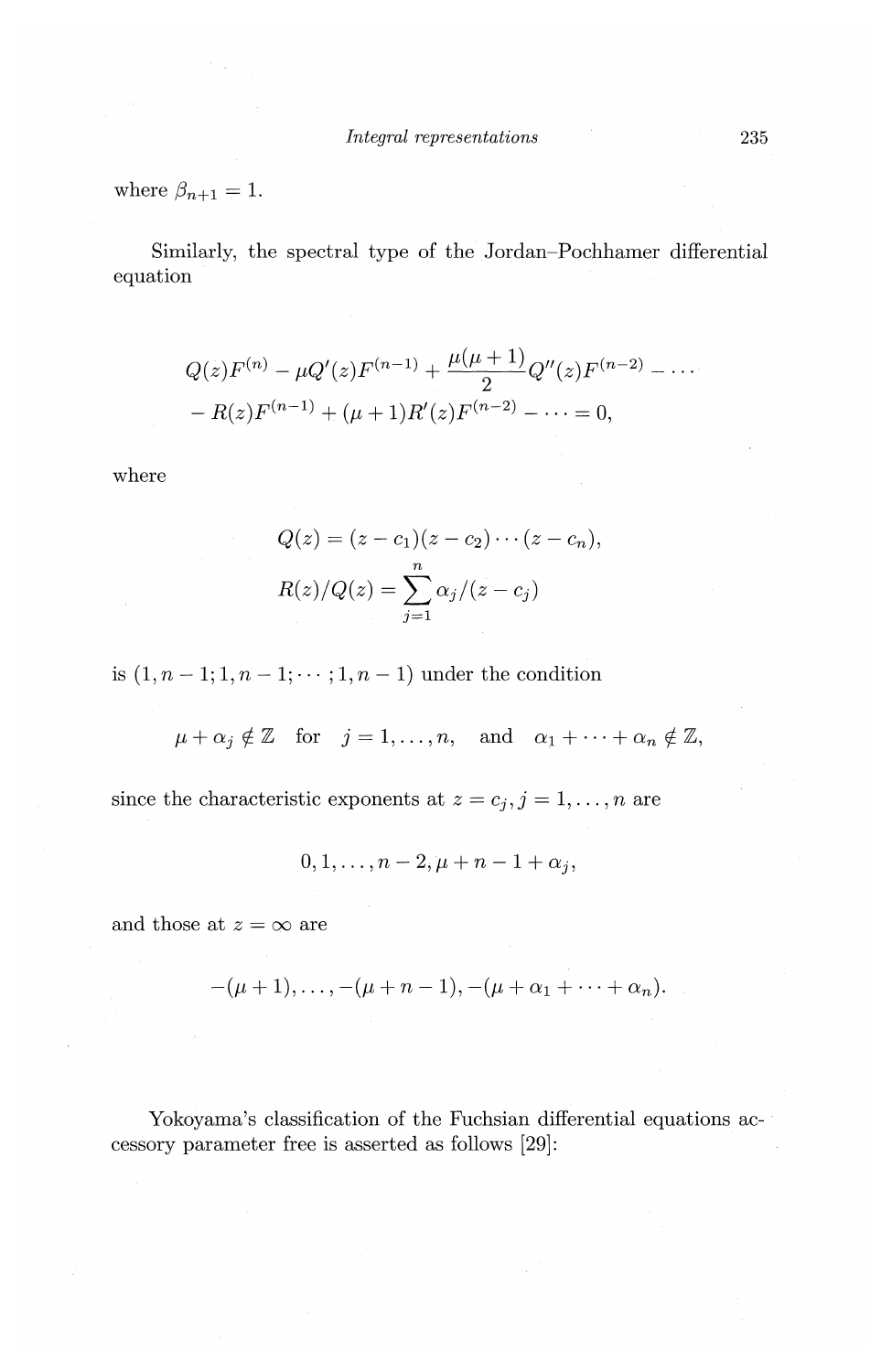where $\beta_{n+1} = 1$.

Similarly, the spectral type of the Jordan–Pochhamer differential equation

$$
\begin{aligned}
&Q(z)F^{(n)} - \mu Q'(z)F^{(n-1)} + \frac{\mu(\mu+1)}{2}Q''(z)F^{(n-2)} - \cdots \\
&- R(z)F^{(n-1)} + (\mu+1)R'(z)F^{(n-2)} - \cdots = 0,
\end{aligned}
$$

where

$$
\begin{aligned}
Q(z) &= (z-c_1)(z-c_2)\cdots(z-c_n), \\
R(z)/Q(z) &= \sum_{j=1}^{n} \alpha_j/(z-c_j)
\end{aligned}
$$

is $(1, n-1; 1, n-1; \cdots; 1, n-1)$ under the condition

$$
\mu + \alpha_j \notin \mathbb{Z} \quad \text{for} \quad j = 1, \ldots, n, \quad \text{and} \quad \alpha_1 + \cdots + \alpha_n \notin \mathbb{Z},
$$

since the characteristic exponents at $z = c_j, j = 1, \ldots, n$ are

$$
0, 1, \ldots, n-2, \mu + n - 1 + \alpha_j,
$$

and those at $z = \infty$ are

$$
-(\mu+1), \ldots, -(\mu+n-1), -(\mu + \alpha_1 + \cdots + \alpha_n).
$$

Yokoyama's classification of the Fuchsian differential equations accessory parameter free is asserted as follows [29]: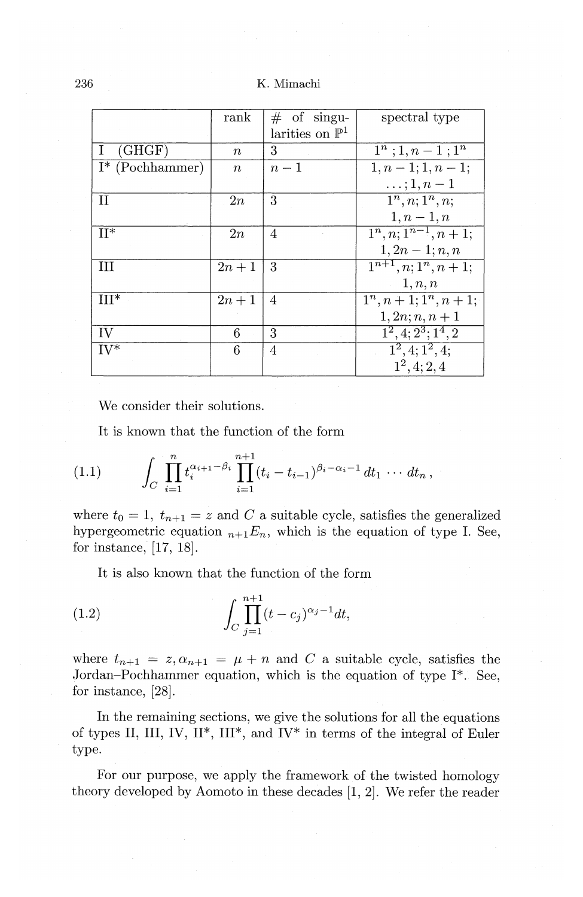| | rank | # of singularities on $\mathbb{P}^1$ | spectral type |
|---|---|---|---|
| I (GHGF) | $n$ | 3 | $1^n\,;1,n-1\,;1^n$ |
| I* (Pochhammer) | $n$ | $n-1$ | $1,n-1;1,n-1;$ $\ldots;1,n-1$ |
| II | $2n$ | 3 | $1^n,n;1^n,n;$ $1,n-1,n$ |
| II* | $2n$ | 4 | $1^n,n;1^{n-1},n+1;$ $1,2n-1;n,n$ |
| III | $2n+1$ | 3 | $1^{n+1},n;1^n,n+1;$ $1,n,n$ |
| III* | $2n+1$ | 4 | $1^n,n+1;1^n,n+1;$ $1,2n;n,n+1$ |
| IV | 6 | 3 | $1^2,4;2^3;1^4,2$ |
| IV* | 6 | 4 | $1^2,4;1^2,4;$ $1^2,4;2,4$ |

We consider their solutions.

It is known that the function of the form

$$
\int_C \prod_{i=1}^{n} t_i^{\alpha_{i+1}-\beta_i} \prod_{i=1}^{n+1} (t_i - t_{i-1})^{\beta_i - \alpha_i - 1}\, dt_1 \cdots dt_n\,, \tag{1.1}
$$

where $t_0 = 1$, $t_{n+1} = z$ and $C$ a suitable cycle, satisfies the generalized hypergeometric equation ${}_{n+1}E_n$, which is the equation of type I. See, for instance, [17, 18].

It is also known that the function of the form

$$
\int_C \prod_{j=1}^{n+1} (t - c_j)^{\alpha_j - 1} dt, \tag{1.2}
$$

where $t_{n+1} = z, \alpha_{n+1} = \mu + n$ and $C$ a suitable cycle, satisfies the Jordan–Pochhammer equation, which is the equation of type I*. See, for instance, [28].

In the remaining sections, we give the solutions for all the equations of types II, III, IV, II*, III*, and IV* in terms of the integral of Euler type.

For our purpose, we apply the framework of the twisted homology theory developed by Aomoto in these decades [1, 2]. We refer the reader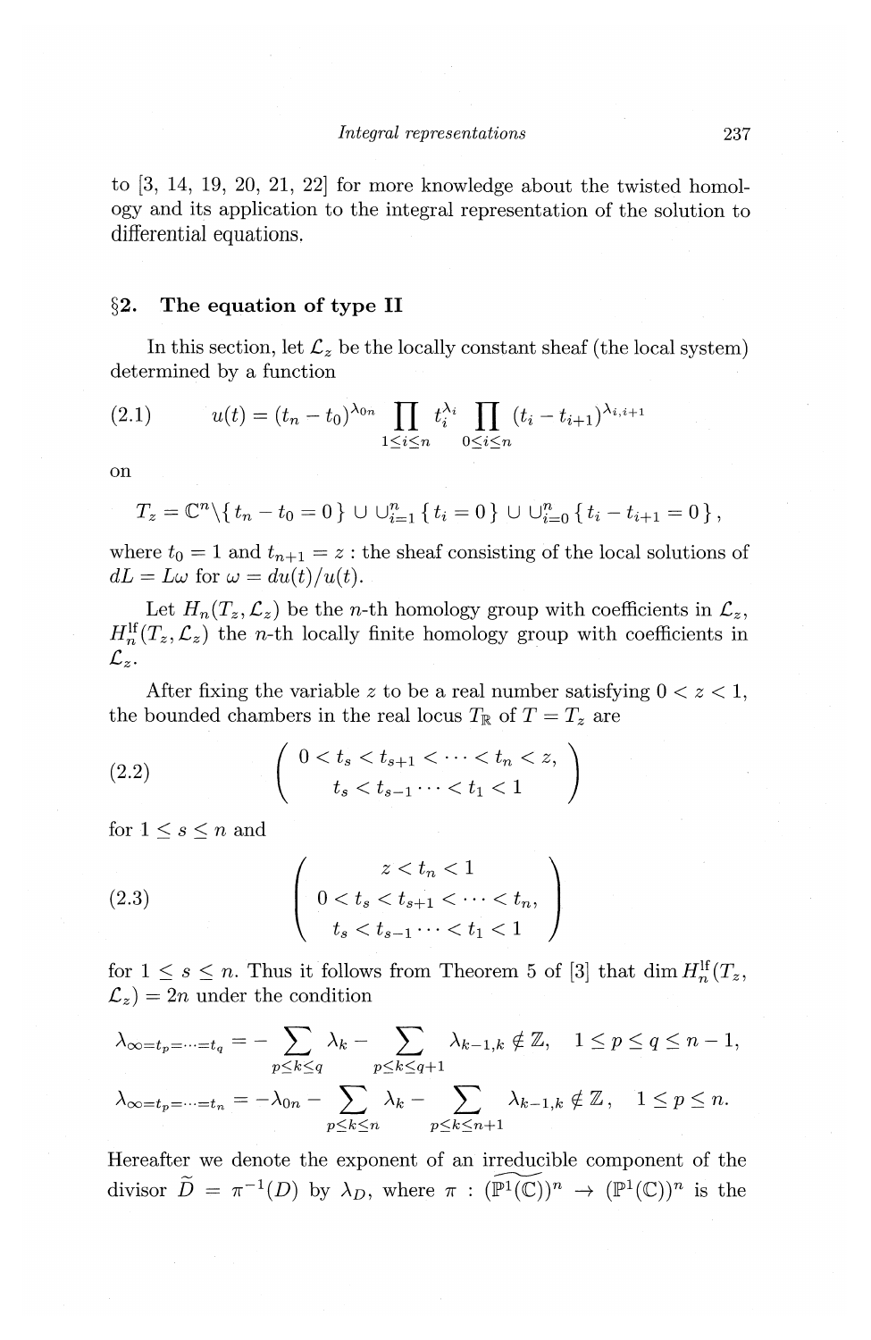to [3, 14, 19, 20, 21, 22] for more knowledge about the twisted homology and its application to the integral representation of the solution to differential equations.

## §2. The equation of type II

In this section, let $\mathcal{L}_z$ be the locally constant sheaf (the local system) determined by a function

$$u(t) = (t_n - t_0)^{\lambda_{0n}} \prod_{1 \le i \le n} t_i^{\lambda_i} \prod_{0 \le i \le n} (t_i - t_{i+1})^{\lambda_{i,i+1}} \tag{2.1}$$

on

$$T_z = \mathbb{C}^n \setminus \{ t_n - t_0 = 0 \} \cup \cup_{i=1}^n \{ t_i = 0 \} \cup \cup_{i=0}^n \{ t_i - t_{i+1} = 0 \},$$

where $t_0 = 1$ and $t_{n+1} = z$ : the sheaf consisting of the local solutions of $dL = L\omega$ for $\omega = du(t)/u(t)$.

Let $H_n(T_z, \mathcal{L}_z)$ be the $n$-th homology group with coefficients in $\mathcal{L}_z$, $H_n^{\mathrm{lf}}(T_z, \mathcal{L}_z)$ the $n$-th locally finite homology group with coefficients in $\mathcal{L}_z$.

After fixing the variable $z$ to be a real number satisfying $0 < z < 1$, the bounded chambers in the real locus $T_{\mathbb{R}}$ of $T = T_z$ are

$$\begin{pmatrix} 0 < t_s < t_{s+1} < \cdots < t_n < z, \\ t_s < t_{s-1} \cdots < t_1 < 1 \end{pmatrix} \tag{2.2}$$

for $1 \le s \le n$ and

$$\begin{pmatrix} z < t_n < 1 \\ 0 < t_s < t_{s+1} < \cdots < t_n, \\ t_s < t_{s-1} \cdots < t_1 < 1 \end{pmatrix} \tag{2.3}$$

for $1 \le s \le n$. Thus it follows from Theorem 5 of [3] that $\dim H_n^{\mathrm{lf}}(T_z, \mathcal{L}_z) = 2n$ under the condition

$$\lambda_{\infty = t_p = \cdots = t_q} = - \sum_{p \le k \le q} \lambda_k - \sum_{p \le k \le q+1} \lambda_{k-1,k} \notin \mathbb{Z}, \quad 1 \le p \le q \le n-1,$$

$$\lambda_{\infty = t_p = \cdots = t_n} = -\lambda_{0n} - \sum_{p \le k \le n} \lambda_k - \sum_{p \le k \le n+1} \lambda_{k-1,k} \notin \mathbb{Z}, \quad 1 \le p \le n.$$

Hereafter we denote the exponent of an irreducible component of the divisor $\widetilde{D} = \pi^{-1}(D)$ by $\lambda_D$, where $\pi : \widetilde{(\mathbb{P}^1(\mathbb{C}))^n} \to (\mathbb{P}^1(\mathbb{C}))^n$ is the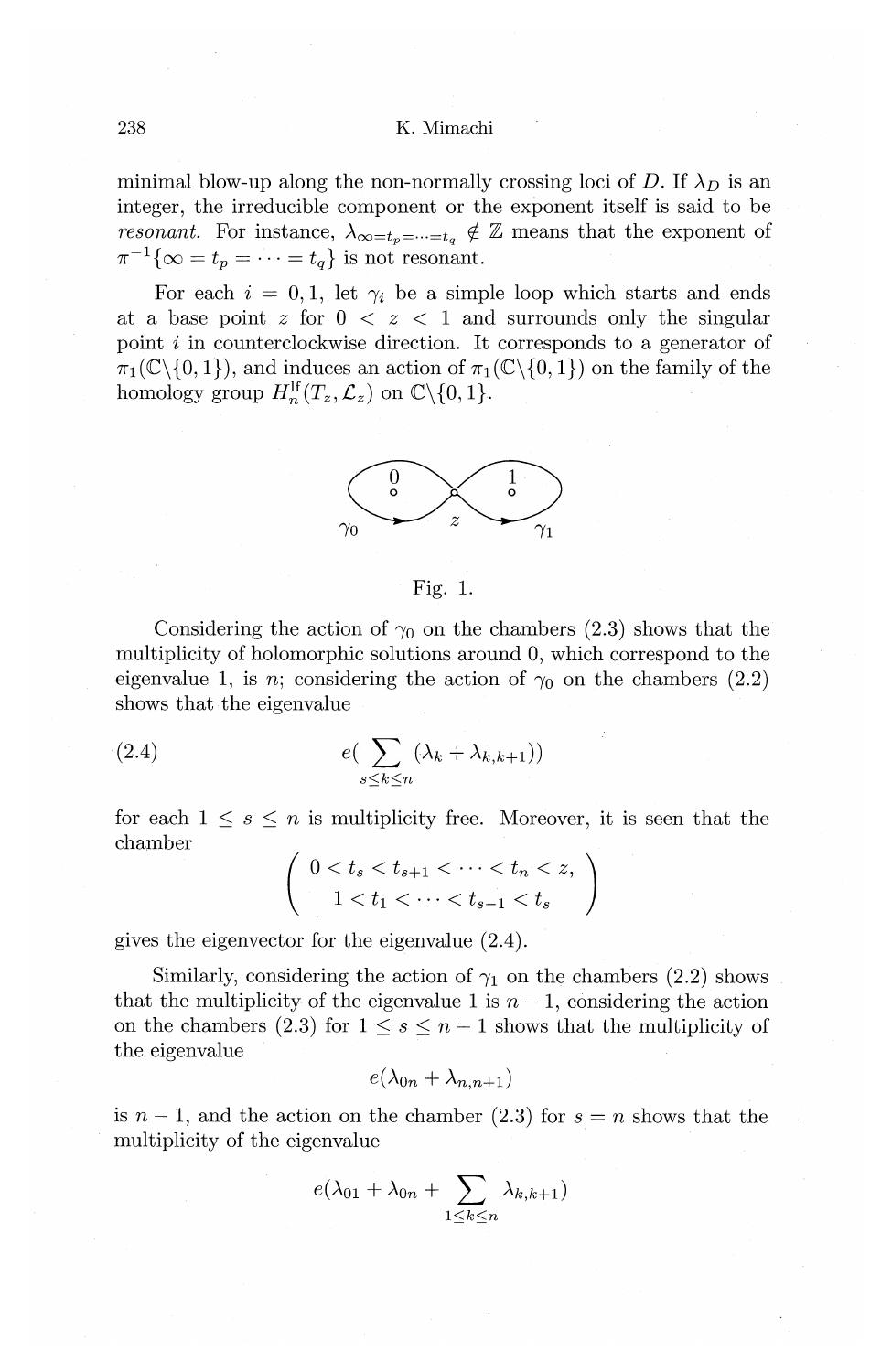minimal blow-up along the non-normally crossing loci of $D$. If $\lambda_D$ is an integer, the irreducible component or the exponent itself is said to be *resonant*. For instance, $\lambda_{\infty=t_p=\cdots=t_q} \notin \mathbb{Z}$ means that the exponent of $\pi^{-1}\{\infty = t_p = \cdots = t_q\}$ is not resonant.

For each $i = 0, 1$, let $\gamma_i$ be a simple loop which starts and ends at a base point $z$ for $0 < z < 1$ and surrounds only the singular point $i$ in counterclockwise direction. It corresponds to a generator of $\pi_1(\mathbb{C}\backslash\{0,1\})$, and induces an action of $\pi_1(\mathbb{C}\backslash\{0,1\})$ on the family of the homology group $H_n^{\mathrm{lf}}(T_z, \mathcal{L}_z)$ on $\mathbb{C}\backslash\{0,1\}$.

Fig. 1.

Considering the action of $\gamma_0$ on the chambers (2.3) shows that the multiplicity of holomorphic solutions around 0, which correspond to the eigenvalue 1, is $n$; considering the action of $\gamma_0$ on the chambers (2.2) shows that the eigenvalue

$$e\Big(\sum_{s \le k \le n} (\lambda_k + \lambda_{k,k+1})\Big) \tag{2.4}$$

for each $1 \le s \le n$ is multiplicity free. Moreover, it is seen that the chamber

$$\begin{pmatrix} 0 < t_s < t_{s+1} < \cdots < t_n < z, \\ 1 < t_1 < \cdots < t_{s-1} < t_s \end{pmatrix}$$

gives the eigenvector for the eigenvalue (2.4).

Similarly, considering the action of $\gamma_1$ on the chambers (2.2) shows that the multiplicity of the eigenvalue 1 is $n-1$, considering the action on the chambers (2.3) for $1 \le s \le n-1$ shows that the multiplicity of the eigenvalue

$$e(\lambda_{0n} + \lambda_{n,n+1})$$

is $n-1$, and the action on the chamber (2.3) for $s = n$ shows that the multiplicity of the eigenvalue

$$e(\lambda_{01} + \lambda_{0n} + \sum_{1 \le k \le n} \lambda_{k,k+1})$$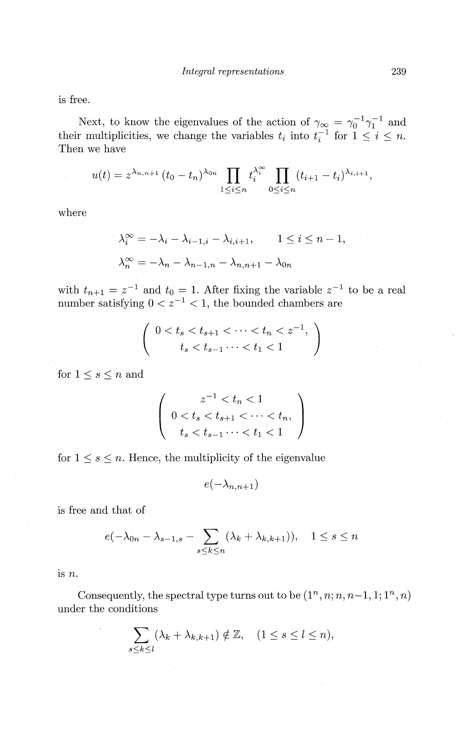is free.

Next, to know the eigenvalues of the action of $\gamma_\infty = \gamma_0^{-1}\gamma_1^{-1}$ and their multiplicities, we change the variables $t_i$ into $t_i^{-1}$ for $1 \leq i \leq n$. Then we have

$$u(t) = z^{\lambda_{n,n+1}} (t_0 - t_n)^{\lambda_{0n}} \prod_{1 \leq i \leq n} t_i^{\lambda_i^\infty} \prod_{0 \leq i \leq n} (t_{i+1} - t_i)^{\lambda_{i,i+1}},$$

where

$$\lambda_i^\infty = -\lambda_i - \lambda_{i-1,i} - \lambda_{i,i+1}, \qquad 1 \leq i \leq n-1,$$

$$\lambda_n^\infty = -\lambda_n - \lambda_{n-1,n} - \lambda_{n,n+1} - \lambda_{0n}$$

with $t_{n+1} = z^{-1}$ and $t_0 = 1$. After fixing the variable $z^{-1}$ to be a real number satisfying $0 < z^{-1} < 1$, the bounded chambers are

$$\begin{pmatrix} 0 < t_s < t_{s+1} < \cdots < t_n < z^{-1}, \\ t_s < t_{s-1} \cdots < t_1 < 1 \end{pmatrix}$$

for $1 \leq s \leq n$ and

$$\begin{pmatrix} z^{-1} < t_n < 1 \\ 0 < t_s < t_{s+1} < \cdots < t_n, \\ t_s < t_{s-1} \cdots < t_1 < 1 \end{pmatrix}$$

for $1 \leq s \leq n$. Hence, the multiplicity of the eigenvalue

$$e(-\lambda_{n,n+1})$$

is free and that of

$$e(-\lambda_{0n} - \lambda_{s-1,s} - \sum_{s \leq k \leq n} (\lambda_k + \lambda_{k,k+1})), \quad 1 \leq s \leq n$$

is $n$.

Consequently, the spectral type turns out to be $(1^n, n; n, n-1, 1; 1^n, n)$ under the conditions

$$\sum_{s \leq k \leq l} (\lambda_k + \lambda_{k,k+1}) \notin \mathbb{Z}, \quad (1 \leq s \leq l \leq n),$$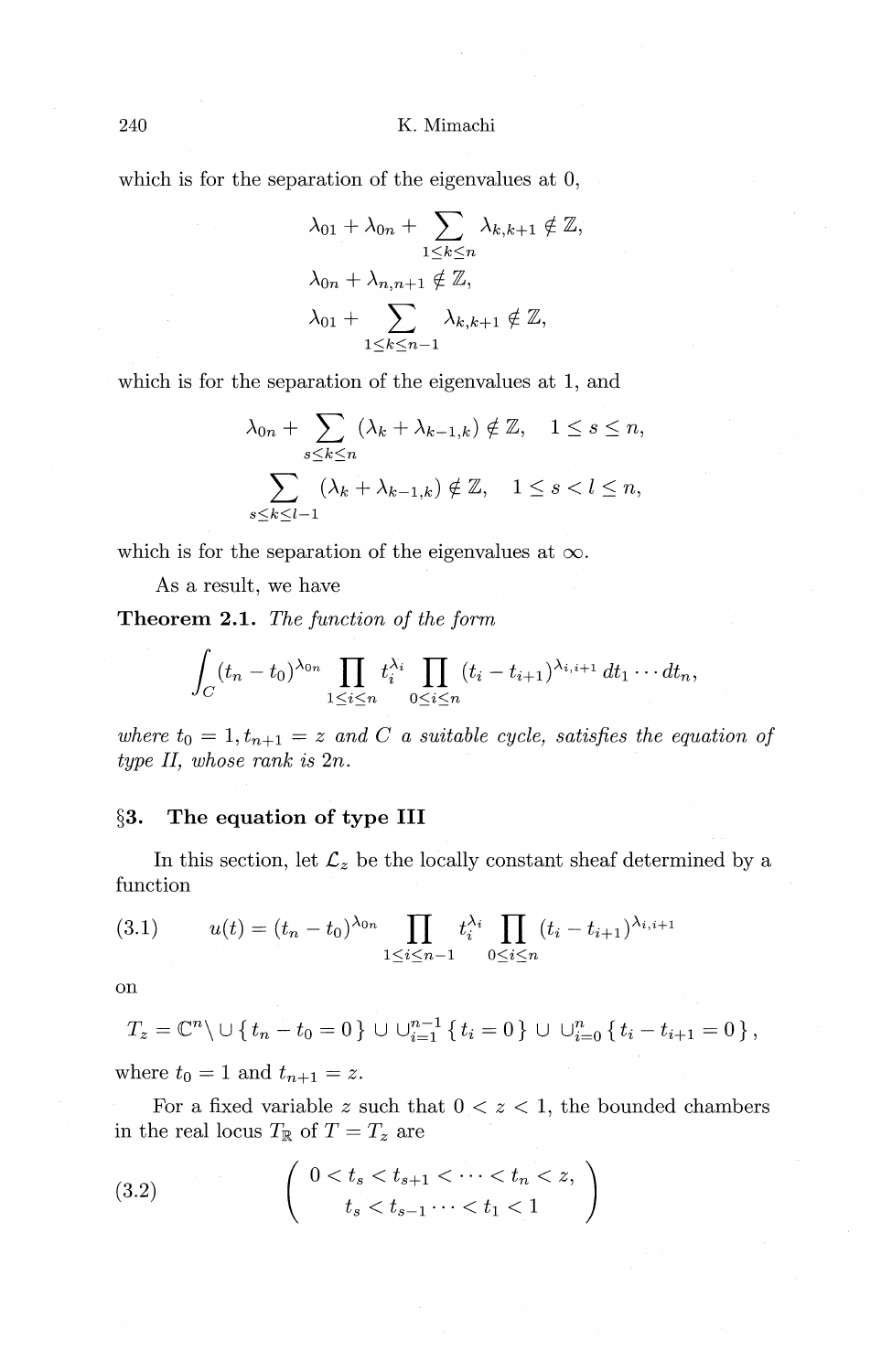which is for the separation of the eigenvalues at 0,

$$\lambda_{01} + \lambda_{0n} + \sum_{1 \le k \le n} \lambda_{k,k+1} \notin \mathbb{Z},$$

$$\lambda_{0n} + \lambda_{n,n+1} \notin \mathbb{Z},$$

$$\lambda_{01} + \sum_{1 \le k \le n-1} \lambda_{k,k+1} \notin \mathbb{Z},$$

which is for the separation of the eigenvalues at 1, and

$$\lambda_{0n} + \sum_{s \le k \le n} (\lambda_k + \lambda_{k-1,k}) \notin \mathbb{Z}, \quad 1 \le s \le n,$$

$$\sum_{s \le k \le l-1} (\lambda_k + \lambda_{k-1,k}) \notin \mathbb{Z}, \quad 1 \le s < l \le n,$$

which is for the separation of the eigenvalues at $\infty$.

As a result, we have

**Theorem 2.1.** *The function of the form*

$$\int_C (t_n - t_0)^{\lambda_{0n}} \prod_{1 \le i \le n} t_i^{\lambda_i} \prod_{0 \le i \le n} (t_i - t_{i+1})^{\lambda_{i,i+1}} \, dt_1 \cdots dt_n,$$

*where $t_0 = 1, t_{n+1} = z$ and $C$ a suitable cycle, satisfies the equation of type II, whose rank is $2n$.*

## §3. The equation of type III

In this section, let $\mathcal{L}_z$ be the locally constant sheaf determined by a function

$$u(t) = (t_n - t_0)^{\lambda_{0n}} \prod_{1 \le i \le n-1} t_i^{\lambda_i} \prod_{0 \le i \le n} (t_i - t_{i+1})^{\lambda_{i,i+1}} \tag{3.1}$$

on

$$T_z = \mathbb{C}^n \backslash \cup \{ t_n - t_0 = 0 \} \cup \cup_{i=1}^{n-1} \{ t_i = 0 \} \cup \cup_{i=0}^{n} \{ t_i - t_{i+1} = 0 \},$$

where $t_0 = 1$ and $t_{n+1} = z$.

For a fixed variable $z$ such that $0 < z < 1$, the bounded chambers in the real locus $T_{\mathbb{R}}$ of $T = T_z$ are

$$\begin{pmatrix} 0 < t_s < t_{s+1} < \cdots < t_n < z, \\ t_s < t_{s-1} \cdots < t_1 < 1 \end{pmatrix} \tag{3.2}$$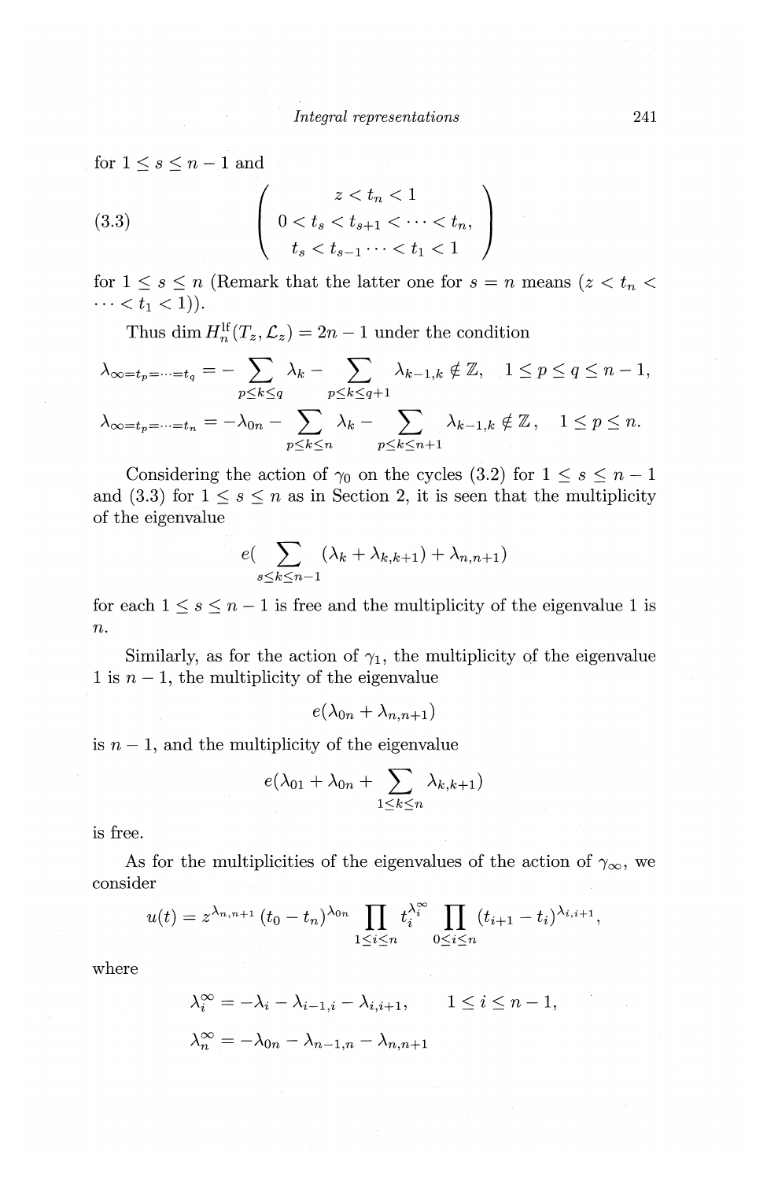for $1 \leq s \leq n-1$ and

$$
\text{(3.3)} \qquad \left( \begin{array}{c} z < t_n < 1 \\ 0 < t_s < t_{s+1} < \cdots < t_n, \\ t_s < t_{s-1} \cdots < t_1 < 1 \end{array} \right)
$$

for $1 \leq s \leq n$ (Remark that the latter one for $s = n$ means $(z < t_n < \cdots < t_1 < 1)$).

Thus $\dim H_n^{\mathrm{lf}}(T_z, \mathcal{L}_z) = 2n - 1$ under the condition

$$
\lambda_{\infty = t_p = \cdots = t_q} = -\sum_{p \leq k \leq q} \lambda_k - \sum_{p \leq k \leq q+1} \lambda_{k-1,k} \notin \mathbb{Z}, \quad 1 \leq p \leq q \leq n-1,
$$

$$
\lambda_{\infty = t_p = \cdots = t_n} = -\lambda_{0n} - \sum_{p \leq k \leq n} \lambda_k - \sum_{p \leq k \leq n+1} \lambda_{k-1,k} \notin \mathbb{Z}, \quad 1 \leq p \leq n.
$$

Considering the action of $\gamma_0$ on the cycles (3.2) for $1 \leq s \leq n-1$ and (3.3) for $1 \leq s \leq n$ as in Section 2, it is seen that the multiplicity of the eigenvalue

$$
e\Big(\sum_{s \leq k \leq n-1} (\lambda_k + \lambda_{k,k+1}) + \lambda_{n,n+1}\Big)
$$

for each $1 \leq s \leq n-1$ is free and the multiplicity of the eigenvalue 1 is $n$.

Similarly, as for the action of $\gamma_1$, the multiplicity of the eigenvalue 1 is $n-1$, the multiplicity of the eigenvalue

$$
e(\lambda_{0n} + \lambda_{n,n+1})
$$

is $n-1$, and the multiplicity of the eigenvalue

$$
e\Big(\lambda_{01} + \lambda_{0n} + \sum_{1 \leq k \leq n} \lambda_{k,k+1}\Big)
$$

is free.

As for the multiplicities of the eigenvalues of the action of $\gamma_\infty$, we consider

$$
u(t) = z^{\lambda_{n,n+1}} (t_0 - t_n)^{\lambda_{0n}} \prod_{1 \leq i \leq n} t_i^{\lambda_i^\infty} \prod_{0 \leq i \leq n} (t_{i+1} - t_i)^{\lambda_{i,i+1}},
$$

where

$$
\lambda_i^\infty = -\lambda_i - \lambda_{i-1,i} - \lambda_{i,i+1}, \qquad 1 \leq i \leq n-1,
$$

$$
\lambda_n^\infty = -\lambda_{0n} - \lambda_{n-1,n} - \lambda_{n,n+1}
$$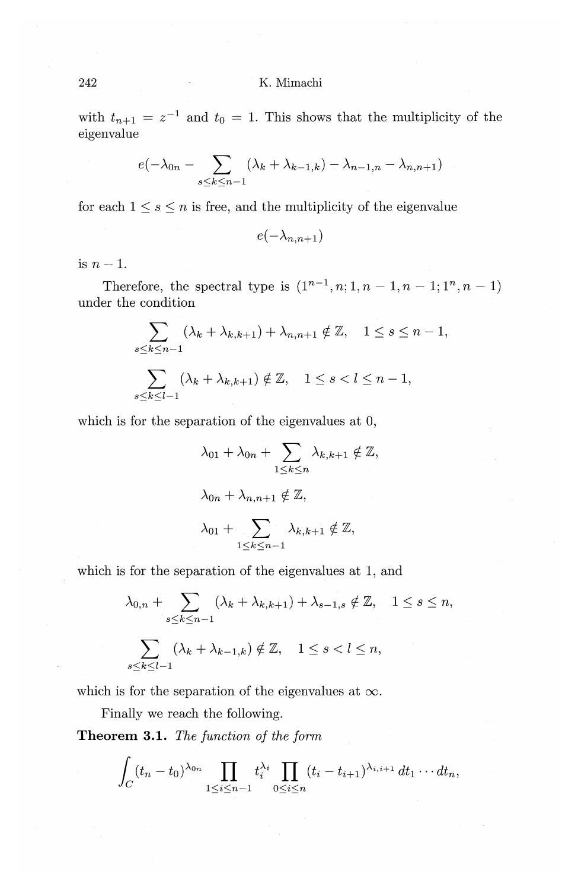with $t_{n+1} = z^{-1}$ and $t_0 = 1$. This shows that the multiplicity of the eigenvalue

$$e(-\lambda_{0n} - \sum_{s \le k \le n-1} (\lambda_k + \lambda_{k-1,k}) - \lambda_{n-1,n} - \lambda_{n,n+1})$$

for each $1 \le s \le n$ is free, and the multiplicity of the eigenvalue

$$e(-\lambda_{n,n+1})$$

is $n-1$.

Therefore, the spectral type is $(1^{n-1}, n; 1, n-1, n-1; 1^n, n-1)$ under the condition

$$\sum_{s \le k \le n-1} (\lambda_k + \lambda_{k,k+1}) + \lambda_{n,n+1} \notin \mathbb{Z}, \quad 1 \le s \le n-1,$$

$$\sum_{s \le k \le l-1} (\lambda_k + \lambda_{k,k+1}) \notin \mathbb{Z}, \quad 1 \le s < l \le n-1,$$

which is for the separation of the eigenvalues at 0,

$$\lambda_{01} + \lambda_{0n} + \sum_{1 \le k \le n} \lambda_{k,k+1} \notin \mathbb{Z},$$

$$\lambda_{0n} + \lambda_{n,n+1} \notin \mathbb{Z},$$

$$\lambda_{01} + \sum_{1 \le k \le n-1} \lambda_{k,k+1} \notin \mathbb{Z},$$

which is for the separation of the eigenvalues at 1, and

$$\lambda_{0,n} + \sum_{s \le k \le n-1} (\lambda_k + \lambda_{k,k+1}) + \lambda_{s-1,s} \notin \mathbb{Z}, \quad 1 \le s \le n,$$

$$\sum_{s \le k \le l-1} (\lambda_k + \lambda_{k-1,k}) \notin \mathbb{Z}, \quad 1 \le s < l \le n,$$

which is for the separation of the eigenvalues at $\infty$.

Finally we reach the following.

**Theorem 3.1.** *The function of the form*

$$\int_C (t_n - t_0)^{\lambda_{0n}} \prod_{1 \le i \le n-1} t_i^{\lambda_i} \prod_{0 \le i \le n} (t_i - t_{i+1})^{\lambda_{i,i+1}} \, dt_1 \cdots dt_n,$$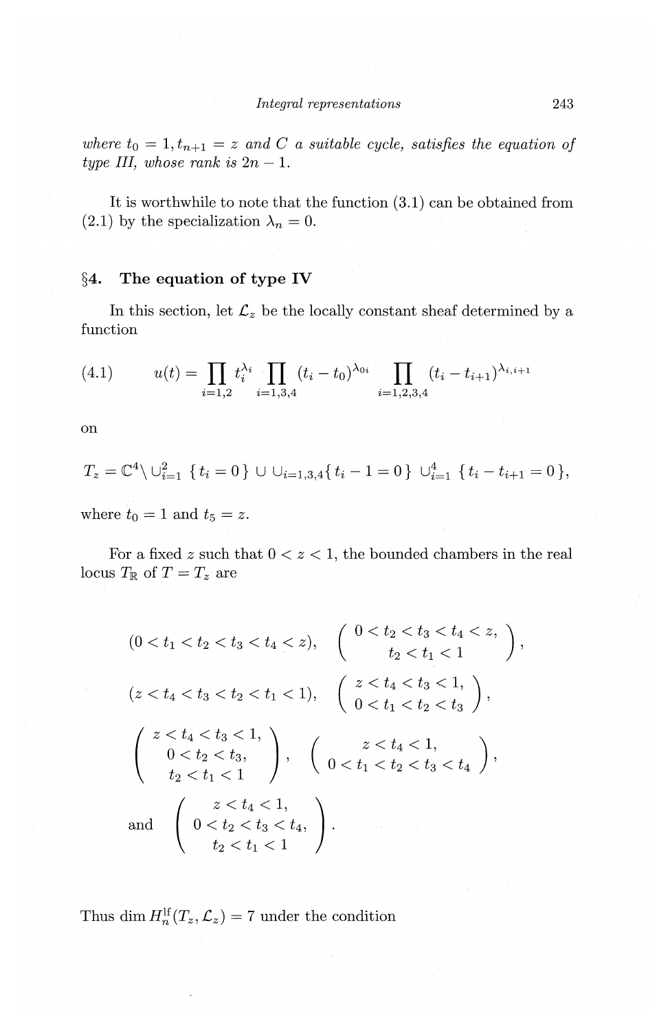*where $t_0 = 1, t_{n+1} = z$ and $C$ a suitable cycle, satisfies the equation of type III, whose rank is $2n-1$.*

It is worthwhile to note that the function (3.1) can be obtained from (2.1) by the specialization $\lambda_n = 0$.

## §4. The equation of type IV

In this section, let $\mathcal{L}_z$ be the locally constant sheaf determined by a function

$$
(4.1) \qquad u(t) = \prod_{i=1,2} t_i^{\lambda_i} \prod_{i=1,3,4} (t_i - t_0)^{\lambda_{0i}} \prod_{i=1,2,3,4} (t_i - t_{i+1})^{\lambda_{i,i+1}}
$$

on

$$
T_z = \mathbb{C}^4 \setminus \cup_{i=1}^{2} \{ t_i = 0 \} \cup \cup_{i=1,3,4} \{ t_i - 1 = 0 \} \cup_{i=1}^{4} \{ t_i - t_{i+1} = 0 \},
$$

where $t_0 = 1$ and $t_5 = z$.

For a fixed $z$ such that $0 < z < 1$, the bounded chambers in the real locus $T_{\mathbb{R}}$ of $T = T_z$ are

$$
(0 < t_1 < t_2 < t_3 < t_4 < z), \quad \begin{pmatrix} 0 < t_2 < t_3 < t_4 < z, \\ t_2 < t_1 < 1 \end{pmatrix},
$$

$$
(z < t_4 < t_3 < t_2 < t_1 < 1), \quad \begin{pmatrix} z < t_4 < t_3 < 1, \\ 0 < t_1 < t_2 < t_3 \end{pmatrix},
$$

$$
\begin{pmatrix} z < t_4 < t_3 < 1, \\ 0 < t_2 < t_3, \\ t_2 < t_1 < 1 \end{pmatrix}, \quad \begin{pmatrix} z < t_4 < 1, \\ 0 < t_1 < t_2 < t_3 < t_4 \end{pmatrix},
$$

$$
\text{and} \quad \begin{pmatrix} z < t_4 < 1, \\ 0 < t_2 < t_3 < t_4, \\ t_2 < t_1 < 1 \end{pmatrix}.
$$

Thus $\dim H_n^{\mathrm{lf}}(T_z, \mathcal{L}_z) = 7$ under the condition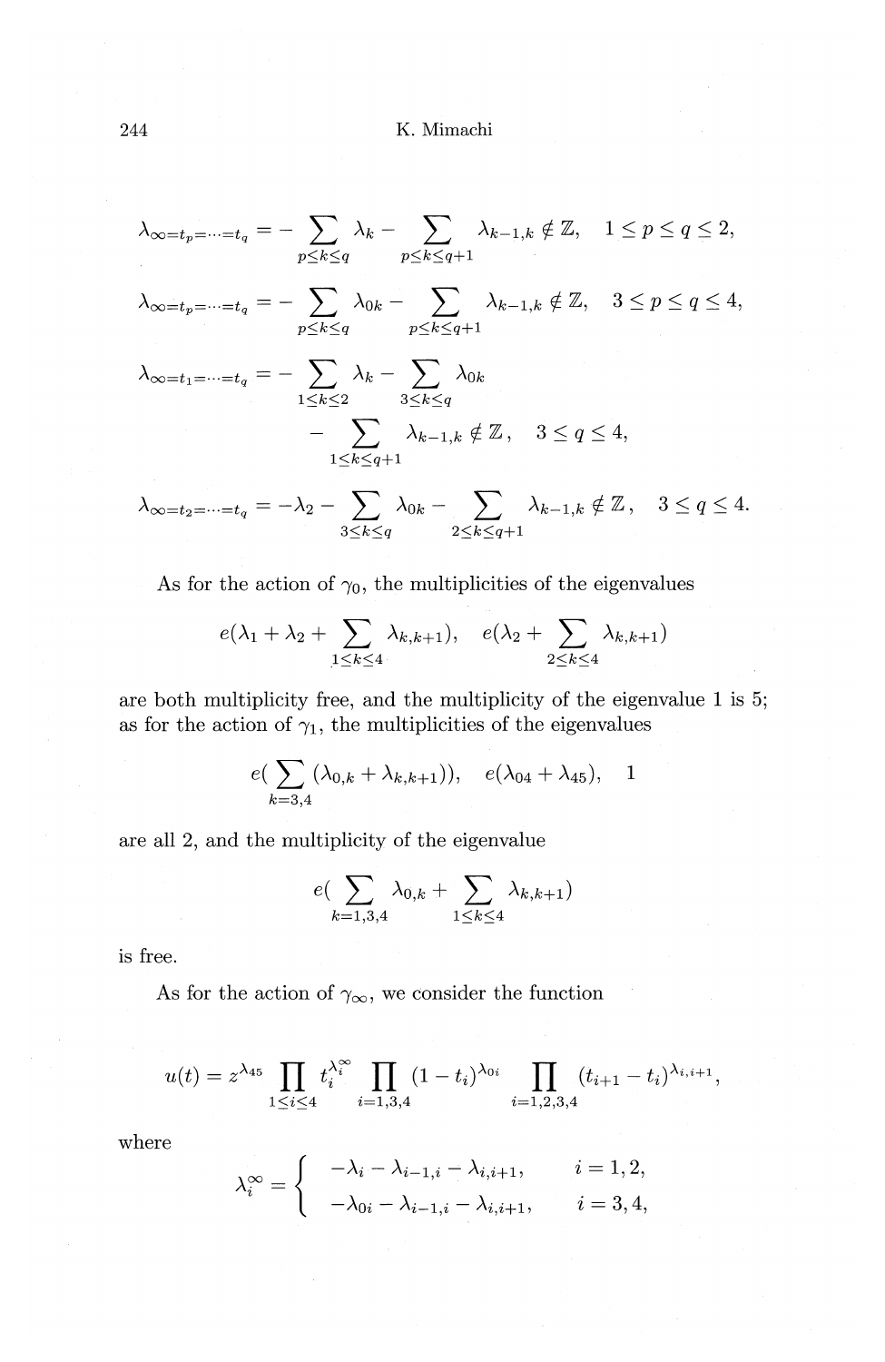$$\lambda_{\infty=t_p=\cdots=t_q} = -\sum_{p\leq k\leq q}\lambda_k - \sum_{p\leq k\leq q+1}\lambda_{k-1,k} \notin \mathbb{Z}, \quad 1\leq p\leq q\leq 2,$$

$$\lambda_{\infty=t_p=\cdots=t_q} = -\sum_{p\leq k\leq q}\lambda_{0k} - \sum_{p\leq k\leq q+1}\lambda_{k-1,k} \notin \mathbb{Z}, \quad 3\leq p\leq q\leq 4,$$

$$\begin{aligned}\lambda_{\infty=t_1=\cdots=t_q} = &-\sum_{1\leq k\leq 2}\lambda_k - \sum_{3\leq k\leq q}\lambda_{0k}\\ &-\sum_{1\leq k\leq q+1}\lambda_{k-1,k} \notin \mathbb{Z}, \quad 3\leq q\leq 4,\end{aligned}$$

$$\lambda_{\infty=t_2=\cdots=t_q} = -\lambda_2 - \sum_{3\leq k\leq q}\lambda_{0k} - \sum_{2\leq k\leq q+1}\lambda_{k-1,k} \notin \mathbb{Z}, \quad 3\leq q\leq 4.$$

As for the action of $\gamma_0$, the multiplicities of the eigenvalues

$$e(\lambda_1+\lambda_2+\sum_{1\leq k\leq 4}\lambda_{k,k+1}), \quad e(\lambda_2+\sum_{2\leq k\leq 4}\lambda_{k,k+1})$$

are both multiplicity free, and the multiplicity of the eigenvalue 1 is 5; as for the action of $\gamma_1$, the multiplicities of the eigenvalues

$$e(\sum_{k=3,4}(\lambda_{0,k}+\lambda_{k,k+1})), \quad e(\lambda_{04}+\lambda_{45}), \quad 1$$

are all 2, and the multiplicity of the eigenvalue

$$e(\sum_{k=1,3,4}\lambda_{0,k}+\sum_{1\leq k\leq 4}\lambda_{k,k+1})$$

is free.

As for the action of $\gamma_\infty$, we consider the function

$$u(t) = z^{\lambda_{45}}\prod_{1\leq i\leq 4}t_i^{\lambda_i^\infty}\prod_{i=1,3,4}(1-t_i)^{\lambda_{0i}}\prod_{i=1,2,3,4}(t_{i+1}-t_i)^{\lambda_{i,i+1}},$$

where

$$\lambda_i^\infty = \begin{cases} -\lambda_i - \lambda_{i-1,i} - \lambda_{i,i+1}, & i=1,2,\\ -\lambda_{0i} - \lambda_{i-1,i} - \lambda_{i,i+1}, & i=3,4,\end{cases}$$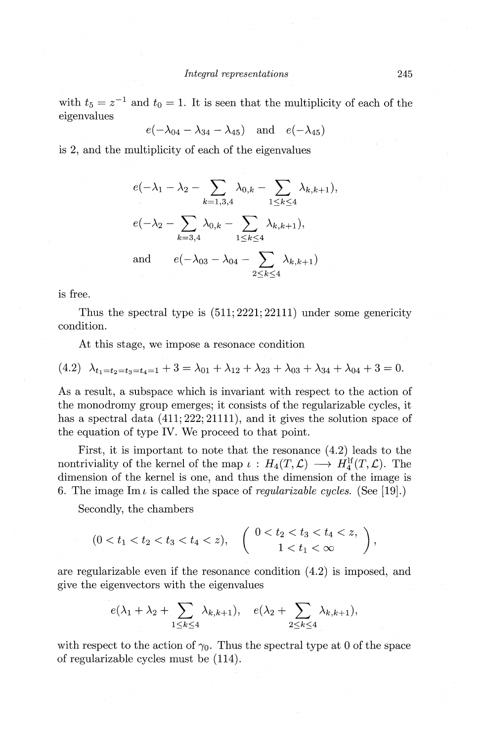with $t_5 = z^{-1}$ and $t_0 = 1$. It is seen that the multiplicity of each of the eigenvalues

$$e(-\lambda_{04} - \lambda_{34} - \lambda_{45}) \quad \text{and} \quad e(-\lambda_{45})$$

is 2, and the multiplicity of each of the eigenvalues

$$e(-\lambda_1 - \lambda_2 - \sum_{k=1,3,4} \lambda_{0,k} - \sum_{1 \le k \le 4} \lambda_{k,k+1}),$$

$$e(-\lambda_2 - \sum_{k=3,4} \lambda_{0,k} - \sum_{1 \le k \le 4} \lambda_{k,k+1}),$$

$$\text{and} \qquad e(-\lambda_{03} - \lambda_{04} - \sum_{2 \le k \le 4} \lambda_{k,k+1})$$

is free.

Thus the spectral type is $(511; 2221; 22111)$ under some genericity condition.

At this stage, we impose a resonace condition

$$\text{(4.2)} \quad \lambda_{t_1=t_2=t_3=t_4=1} + 3 = \lambda_{01} + \lambda_{12} + \lambda_{23} + \lambda_{03} + \lambda_{34} + \lambda_{04} + 3 = 0.$$

As a result, a subspace which is invariant with respect to the action of the monodromy group emerges; it consists of the regularizable cycles, it has a spectral data $(411; 222; 21111)$, and it gives the solution space of the equation of type IV. We proceed to that point.

First, it is important to note that the resonance (4.2) leads to the nontriviality of the kernel of the map $\iota : H_4(T, \mathcal{L}) \longrightarrow H_4^{\rm lf}(T, \mathcal{L})$. The dimension of the kernel is one, and thus the dimension of the image is 6. The image $\operatorname{Im} \iota$ is called the space of *regularizable cycles.* (See [19].)

Secondly, the chambers

$$(0 < t_1 < t_2 < t_3 < t_4 < z), \qquad \begin{pmatrix} 0 < t_2 < t_3 < t_4 < z, \\ 1 < t_1 < \infty \end{pmatrix},$$

are regularizable even if the resonance condition (4.2) is imposed, and give the eigenvectors with the eigenvalues

$$e(\lambda_1 + \lambda_2 + \sum_{1 \le k \le 4} \lambda_{k,k+1}), \quad e(\lambda_2 + \sum_{2 \le k \le 4} \lambda_{k,k+1}),$$

with respect to the action of $\gamma_0$. Thus the spectral type at 0 of the space of regularizable cycles must be $(114)$.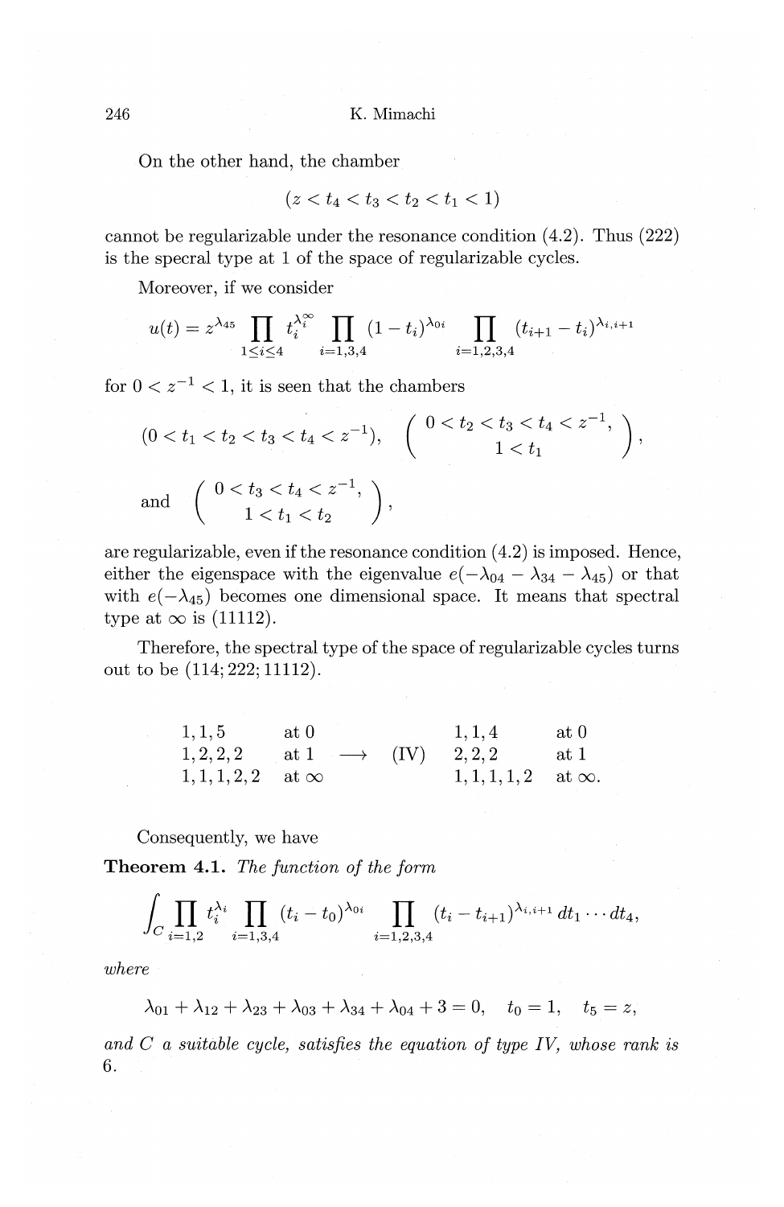On the other hand, the chamber

$$(z < t_4 < t_3 < t_2 < t_1 < 1)$$

cannot be regularizable under the resonance condition (4.2). Thus (222) is the specral type at 1 of the space of regularizable cycles.

Moreover, if we consider

$$u(t) = z^{\lambda_{45}} \prod_{1\le i\le 4} t_i^{\lambda_i^\infty} \prod_{i=1,3,4} (1-t_i)^{\lambda_{0i}} \prod_{i=1,2,3,4} (t_{i+1}-t_i)^{\lambda_{i,i+1}}$$

for $0 < z^{-1} < 1$, it is seen that the chambers

$$(0 < t_1 < t_2 < t_3 < t_4 < z^{-1}), \quad \begin{pmatrix} 0 < t_2 < t_3 < t_4 < z^{-1}, \\ 1 < t_1 \end{pmatrix},$$

$$\text{and} \quad \begin{pmatrix} 0 < t_3 < t_4 < z^{-1}, \\ 1 < t_1 < t_2 \end{pmatrix},$$

are regularizable, even if the resonance condition (4.2) is imposed. Hence, either the eigenspace with the eigenvalue $e(-\lambda_{04} - \lambda_{34} - \lambda_{45})$ or that with $e(-\lambda_{45})$ becomes one dimensional space. It means that spectral type at $\infty$ is (11112).

Therefore, the spectral type of the space of regularizable cycles turns out to be (114; 222; 11112).

$$\begin{array}{lllll} 1,1,5 & \text{at } 0 & & 1,1,4 & \text{at } 0 \\ 1,2,2,2 & \text{at } 1 & \longrightarrow \quad (\text{IV}) & 2,2,2 & \text{at } 1 \\ 1,1,1,2,2 & \text{at } \infty & & 1,1,1,1,2 & \text{at } \infty. \end{array}$$

Consequently, we have

**Theorem 4.1.** *The function of the form*

$$\int_C \prod_{i=1,2} t_i^{\lambda_i} \prod_{i=1,3,4} (t_i - t_0)^{\lambda_{0i}} \prod_{i=1,2,3,4} (t_i - t_{i+1})^{\lambda_{i,i+1}} \, dt_1 \cdots dt_4,$$

*where*

$$\lambda_{01} + \lambda_{12} + \lambda_{23} + \lambda_{03} + \lambda_{34} + \lambda_{04} + 3 = 0, \quad t_0 = 1, \quad t_5 = z,$$

*and $C$ a suitable cycle, satisfies the equation of type IV, whose rank is 6.*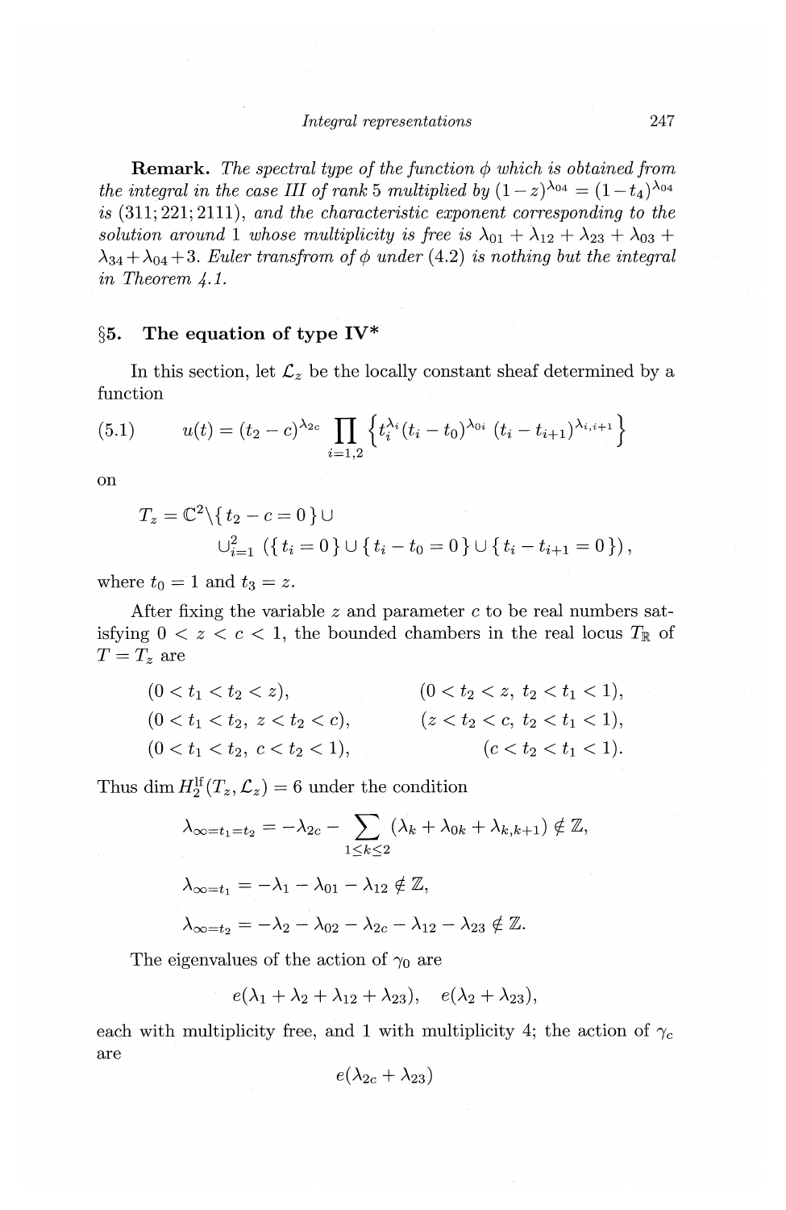**Remark.** *The spectral type of the function $\phi$ which is obtained from the integral in the case III of rank 5 multiplied by $(1-z)^{\lambda_{04}} = (1-t_4)^{\lambda_{04}}$ is $(311; 221; 2111)$, and the characteristic exponent corresponding to the solution around 1 whose multiplicity is free is $\lambda_{01} + \lambda_{12} + \lambda_{23} + \lambda_{03} + \lambda_{34} + \lambda_{04} + 3$. Euler transfrom of $\phi$ under (4.2) is nothing but the integral in Theorem 4.1.*

## §5. The equation of type IV*

In this section, let $\mathcal{L}_z$ be the locally constant sheaf determined by a function

$$u(t) = (t_2 - c)^{\lambda_{2c}} \prod_{i=1,2} \left\{ t_i^{\lambda_i} (t_i - t_0)^{\lambda_{0i}} (t_i - t_{i+1})^{\lambda_{i,i+1}} \right\} \tag{5.1}$$

on

$$T_z = \mathbb{C}^2 \backslash \{ t_2 - c = 0 \} \cup \cup_{i=1}^{2} \left( \{ t_i = 0 \} \cup \{ t_i - t_0 = 0 \} \cup \{ t_i - t_{i+1} = 0 \} \right),$$

where $t_0 = 1$ and $t_3 = z$.

After fixing the variable $z$ and parameter $c$ to be real numbers satisfying $0 < z < c < 1$, the bounded chambers in the real locus $T_\mathbb{R}$ of $T = T_z$ are

$$\begin{aligned}
&(0 < t_1 < t_2 < z), && (0 < t_2 < z,\ t_2 < t_1 < 1), \\
&(0 < t_1 < t_2,\ z < t_2 < c), && (z < t_2 < c,\ t_2 < t_1 < 1), \\
&(0 < t_1 < t_2,\ c < t_2 < 1), && (c < t_2 < t_1 < 1).
\end{aligned}$$

Thus $\dim H_2^{\mathrm{lf}}(T_z, \mathcal{L}_z) = 6$ under the condition

$$\lambda_{\infty = t_1 = t_2} = -\lambda_{2c} - \sum_{1 \le k \le 2} (\lambda_k + \lambda_{0k} + \lambda_{k,k+1}) \notin \mathbb{Z},$$

$$\lambda_{\infty = t_1} = -\lambda_1 - \lambda_{01} - \lambda_{12} \notin \mathbb{Z},$$

$$\lambda_{\infty = t_2} = -\lambda_2 - \lambda_{02} - \lambda_{2c} - \lambda_{12} - \lambda_{23} \notin \mathbb{Z}.$$

The eigenvalues of the action of $\gamma_0$ are

$$e(\lambda_1 + \lambda_2 + \lambda_{12} + \lambda_{23}), \quad e(\lambda_2 + \lambda_{23}),$$

each with multiplicity free, and 1 with multiplicity 4; the action of $\gamma_c$ are

$$e(\lambda_{2c} + \lambda_{23})$$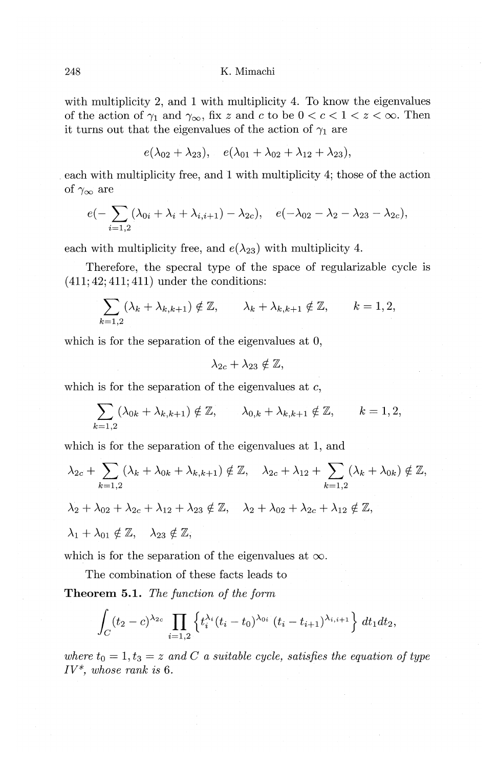with multiplicity 2, and 1 with multiplicity 4. To know the eigenvalues of the action of $\gamma_1$ and $\gamma_\infty$, fix $z$ and $c$ to be $0 < c < 1 < z < \infty$. Then it turns out that the eigenvalues of the action of $\gamma_1$ are

$$e(\lambda_{02} + \lambda_{23}), \quad e(\lambda_{01} + \lambda_{02} + \lambda_{12} + \lambda_{23}),$$

each with multiplicity free, and 1 with multiplicity 4; those of the action of $\gamma_\infty$ are

$$e(-\sum_{i=1,2} (\lambda_{0i} + \lambda_i + \lambda_{i,i+1}) - \lambda_{2c}), \quad e(-\lambda_{02} - \lambda_2 - \lambda_{23} - \lambda_{2c}),$$

each with multiplicity free, and $e(\lambda_{23})$ with multiplicity 4.

Therefore, the specral type of the space of regularizable cycle is $(411; 42; 411; 411)$ under the conditions:

$$\sum_{k=1,2} (\lambda_k + \lambda_{k,k+1}) \notin \mathbb{Z}, \qquad \lambda_k + \lambda_{k,k+1} \notin \mathbb{Z}, \qquad k = 1, 2,$$

which is for the separation of the eigenvalues at 0,

$$\lambda_{2c} + \lambda_{23} \notin \mathbb{Z},$$

which is for the separation of the eigenvalues at $c$,

$$\sum_{k=1,2} (\lambda_{0k} + \lambda_{k,k+1}) \notin \mathbb{Z}, \qquad \lambda_{0,k} + \lambda_{k,k+1} \notin \mathbb{Z}, \qquad k = 1, 2,$$

which is for the separation of the eigenvalues at 1, and

$$\lambda_{2c} + \sum_{k=1,2} (\lambda_k + \lambda_{0k} + \lambda_{k,k+1}) \notin \mathbb{Z}, \quad \lambda_{2c} + \lambda_{12} + \sum_{k=1,2} (\lambda_k + \lambda_{0k}) \notin \mathbb{Z},$$

$$\lambda_2 + \lambda_{02} + \lambda_{2c} + \lambda_{12} + \lambda_{23} \notin \mathbb{Z}, \quad \lambda_2 + \lambda_{02} + \lambda_{2c} + \lambda_{12} \notin \mathbb{Z},$$

$$\lambda_1 + \lambda_{01} \notin \mathbb{Z}, \quad \lambda_{23} \notin \mathbb{Z},$$

which is for the separation of the eigenvalues at $\infty$.

The combination of these facts leads to

**Theorem 5.1.** *The function of the form*

$$\int_C (t_2 - c)^{\lambda_{2c}} \prod_{i=1,2} \left\{ t_i^{\lambda_i} (t_i - t_0)^{\lambda_{0i}} (t_i - t_{i+1})^{\lambda_{i,i+1}} \right\} dt_1 dt_2,$$

*where $t_0 = 1, t_3 = z$ and $C$ a suitable cycle, satisfies the equation of type IV\*, whose rank is 6.*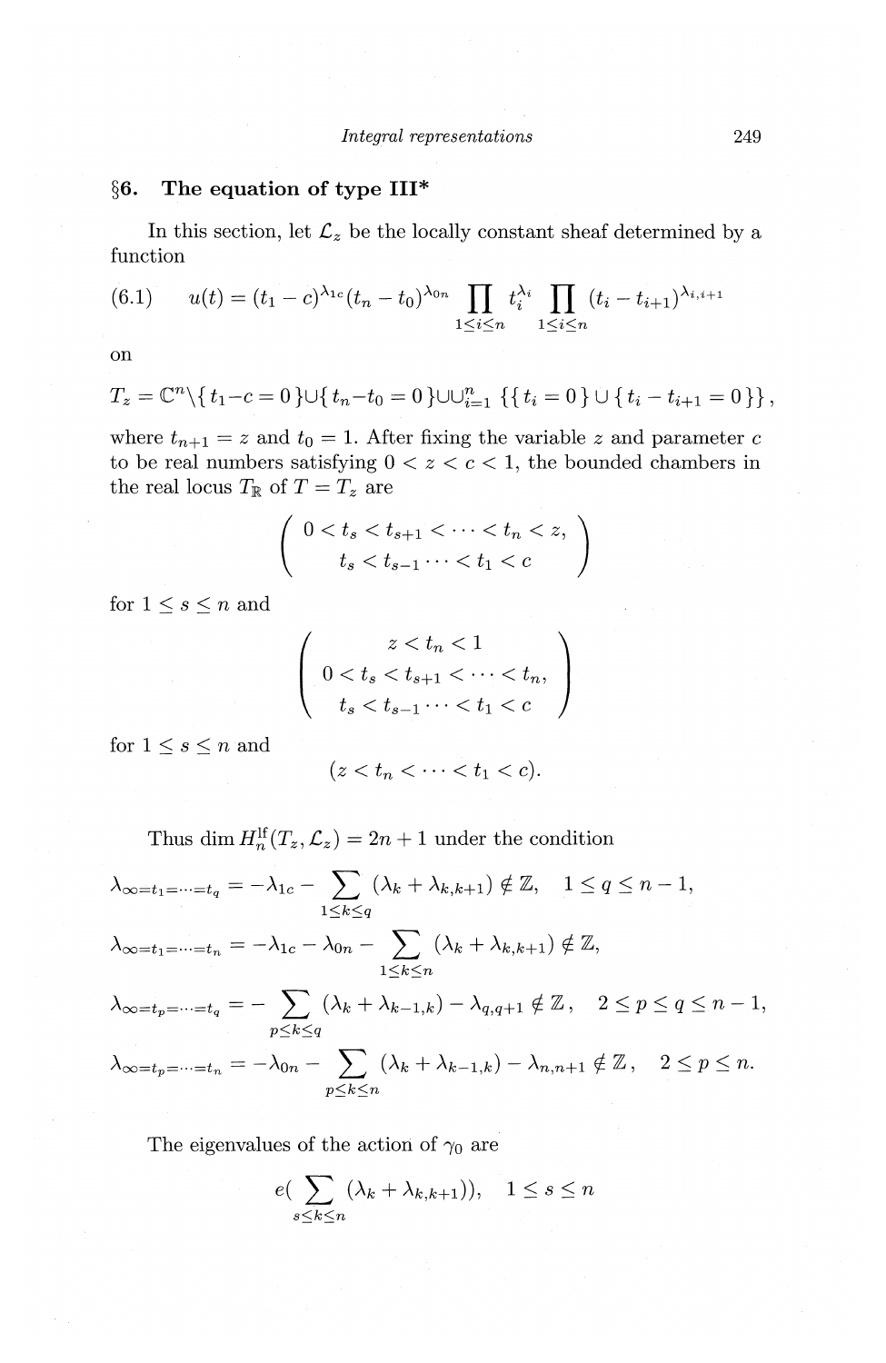## §6. The equation of type III*

In this section, let $\mathcal{L}_z$ be the locally constant sheaf determined by a function

$$u(t) = (t_1 - c)^{\lambda_{1c}}(t_n - t_0)^{\lambda_{0n}} \prod_{1\le i\le n} t_i^{\lambda_i} \prod_{1\le i\le n} (t_i - t_{i+1})^{\lambda_{i,i+1}} \tag{6.1}$$

on

$$T_z = \mathbb{C}^n \backslash \{ t_1 - c = 0 \} \cup \{ t_n - t_0 = 0 \} \cup \cup_{i=1}^n \{ \{ t_i = 0 \} \cup \{ t_i - t_{i+1} = 0 \} \},$$

where $t_{n+1} = z$ and $t_0 = 1$. After fixing the variable $z$ and parameter $c$ to be real numbers satisfying $0 < z < c < 1$, the bounded chambers in the real locus $T_{\mathbb{R}}$ of $T = T_z$ are

$$\begin{pmatrix} 0 < t_s < t_{s+1} < \cdots < t_n < z, \\ t_s < t_{s-1} \cdots < t_1 < c \end{pmatrix}$$

for $1 \le s \le n$ and

$$\begin{pmatrix} z < t_n < 1 \\ 0 < t_s < t_{s+1} < \cdots < t_n, \\ t_s < t_{s-1} \cdots < t_1 < c \end{pmatrix}$$

for $1 \le s \le n$ and

$$(z < t_n < \cdots < t_1 < c).$$

Thus $\dim H_n^{\mathrm{lf}}(T_z, \mathcal{L}_z) = 2n+1$ under the condition

$$\lambda_{\infty = t_1 = \cdots = t_q} = -\lambda_{1c} - \sum_{1\le k\le q} (\lambda_k + \lambda_{k,k+1}) \notin \mathbb{Z}, \quad 1 \le q \le n-1,$$

$$\lambda_{\infty = t_1 = \cdots = t_n} = -\lambda_{1c} - \lambda_{0n} - \sum_{1\le k\le n} (\lambda_k + \lambda_{k,k+1}) \notin \mathbb{Z},$$

$$\lambda_{\infty = t_p = \cdots = t_q} = -\sum_{p\le k\le q} (\lambda_k + \lambda_{k-1,k}) - \lambda_{q,q+1} \notin \mathbb{Z}, \quad 2 \le p \le q \le n-1,$$

$$\lambda_{\infty = t_p = \cdots = t_n} = -\lambda_{0n} - \sum_{p\le k\le n} (\lambda_k + \lambda_{k-1,k}) - \lambda_{n,n+1} \notin \mathbb{Z}, \quad 2 \le p \le n.$$

The eigenvalues of the action of $\gamma_0$ are

$$e\Big(\sum_{s\le k\le n} (\lambda_k + \lambda_{k,k+1})\Big), \quad 1 \le s \le n$$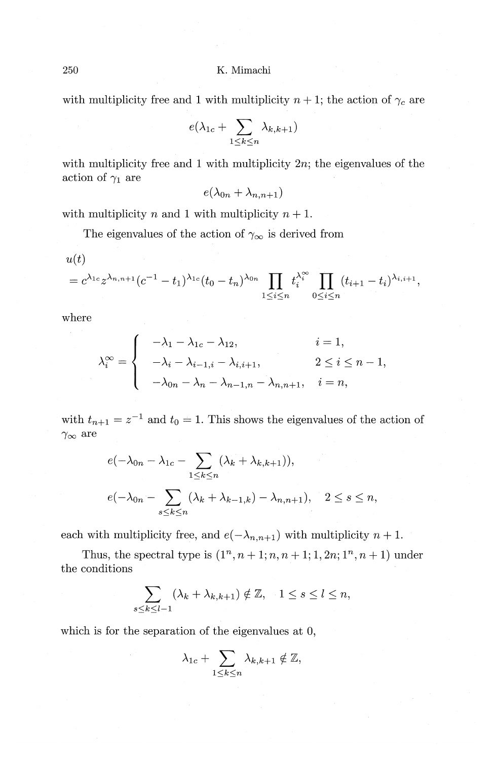with multiplicity free and 1 with multiplicity $n+1$; the action of $\gamma_c$ are

$$e(\lambda_{1c} + \sum_{1 \le k \le n} \lambda_{k,k+1})$$

with multiplicity free and 1 with multiplicity $2n$; the eigenvalues of the action of $\gamma_1$ are

$$e(\lambda_{0n} + \lambda_{n,n+1})$$

with multiplicity $n$ and 1 with multiplicity $n+1$.

The eigenvalues of the action of $\gamma_\infty$ is derived from

$$\begin{aligned} &u(t) \\ &= c^{\lambda_{1c}} z^{\lambda_{n,n+1}} (c^{-1} - t_1)^{\lambda_{1c}} (t_0 - t_n)^{\lambda_{0n}} \prod_{1 \le i \le n} t_i^{\lambda_i^\infty} \prod_{0 \le i \le n} (t_{i+1} - t_i)^{\lambda_{i,i+1}}, \end{aligned}$$

where

$$\lambda_i^\infty = \begin{cases} -\lambda_1 - \lambda_{1c} - \lambda_{12}, & i = 1, \\ -\lambda_i - \lambda_{i-1,i} - \lambda_{i,i+1}, & 2 \le i \le n-1, \\ -\lambda_{0n} - \lambda_n - \lambda_{n-1,n} - \lambda_{n,n+1}, & i = n, \end{cases}$$

with $t_{n+1} = z^{-1}$ and $t_0 = 1$. This shows the eigenvalues of the action of $\gamma_\infty$ are

$$e(-\lambda_{0n} - \lambda_{1c} - \sum_{1 \le k \le n} (\lambda_k + \lambda_{k,k+1})),$$

$$e(-\lambda_{0n} - \sum_{s \le k \le n} (\lambda_k + \lambda_{k-1,k}) - \lambda_{n,n+1}), \quad 2 \le s \le n,$$

each with multiplicity free, and $e(-\lambda_{n,n+1})$ with multiplicity $n+1$.

Thus, the spectral type is $(1^n, n+1; n, n+1; 1, 2n; 1^n, n+1)$ under the conditions

$$\sum_{s \le k \le l-1} (\lambda_k + \lambda_{k,k+1}) \notin \mathbb{Z}, \quad 1 \le s \le l \le n,$$

which is for the separation of the eigenvalues at 0,

$$\lambda_{1c} + \sum_{1 \le k \le n} \lambda_{k,k+1} \notin \mathbb{Z},$$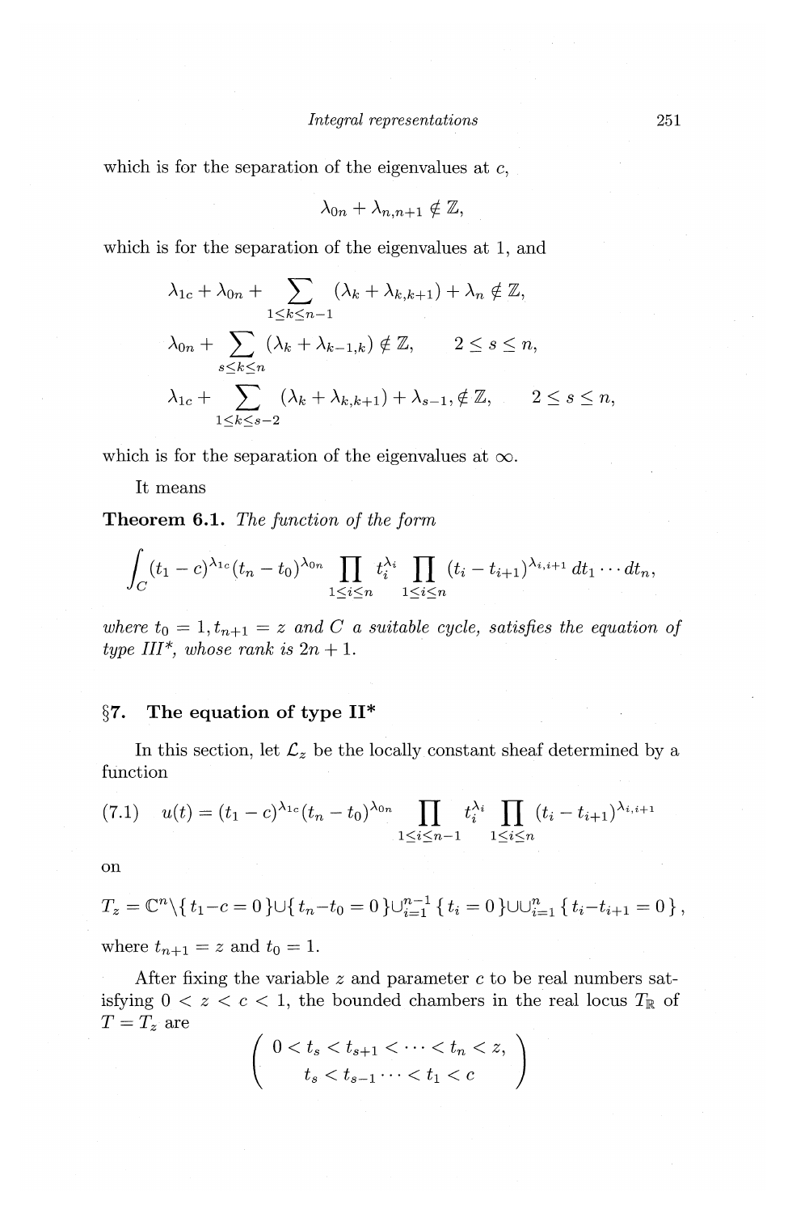which is for the separation of the eigenvalues at $c$,

$$\lambda_{0n} + \lambda_{n,n+1} \notin \mathbb{Z},$$

which is for the separation of the eigenvalues at 1, and

$$\lambda_{1c} + \lambda_{0n} + \sum_{1 \leq k \leq n-1} (\lambda_k + \lambda_{k,k+1}) + \lambda_n \notin \mathbb{Z},$$

$$\lambda_{0n} + \sum_{s \leq k \leq n} (\lambda_k + \lambda_{k-1,k}) \notin \mathbb{Z}, \qquad 2 \leq s \leq n,$$

$$\lambda_{1c} + \sum_{1 \leq k \leq s-2} (\lambda_k + \lambda_{k,k+1}) + \lambda_{s-1}, \notin \mathbb{Z}, \qquad 2 \leq s \leq n,$$

which is for the separation of the eigenvalues at $\infty$.

It means

**Theorem 6.1.** *The function of the form*

$$\int_C (t_1 - c)^{\lambda_{1c}} (t_n - t_0)^{\lambda_{0n}} \prod_{1 \leq i \leq n} t_i^{\lambda_i} \prod_{1 \leq i \leq n} (t_i - t_{i+1})^{\lambda_{i,i+1}} \, dt_1 \cdots dt_n,$$

*where $t_0 = 1, t_{n+1} = z$ and $C$ a suitable cycle, satisfies the equation of type III\*, whose rank is $2n + 1$.*

## §7. The equation of type II*

In this section, let $\mathcal{L}_z$ be the locally constant sheaf determined by a function

$$u(t) = (t_1 - c)^{\lambda_{1c}} (t_n - t_0)^{\lambda_{0n}} \prod_{1 \leq i \leq n-1} t_i^{\lambda_i} \prod_{1 \leq i \leq n} (t_i - t_{i+1})^{\lambda_{i,i+1}} \tag{7.1}$$

on

$$T_z = \mathbb{C}^n \backslash \{ t_1 - c = 0 \} \cup \{ t_n - t_0 = 0 \} \cup_{i=1}^{n-1} \{ t_i = 0 \} \cup \cup_{i=1}^{n} \{ t_i - t_{i+1} = 0 \},$$

where $t_{n+1} = z$ and $t_0 = 1$.

After fixing the variable $z$ and parameter $c$ to be real numbers satisfying $0 < z < c < 1$, the bounded chambers in the real locus $T_\mathbb{R}$ of $T = T_z$ are

$$\begin{pmatrix} 0 < t_s < t_{s+1} < \cdots < t_n < z, \\ t_s < t_{s-1} \cdots < t_1 < c \end{pmatrix}$$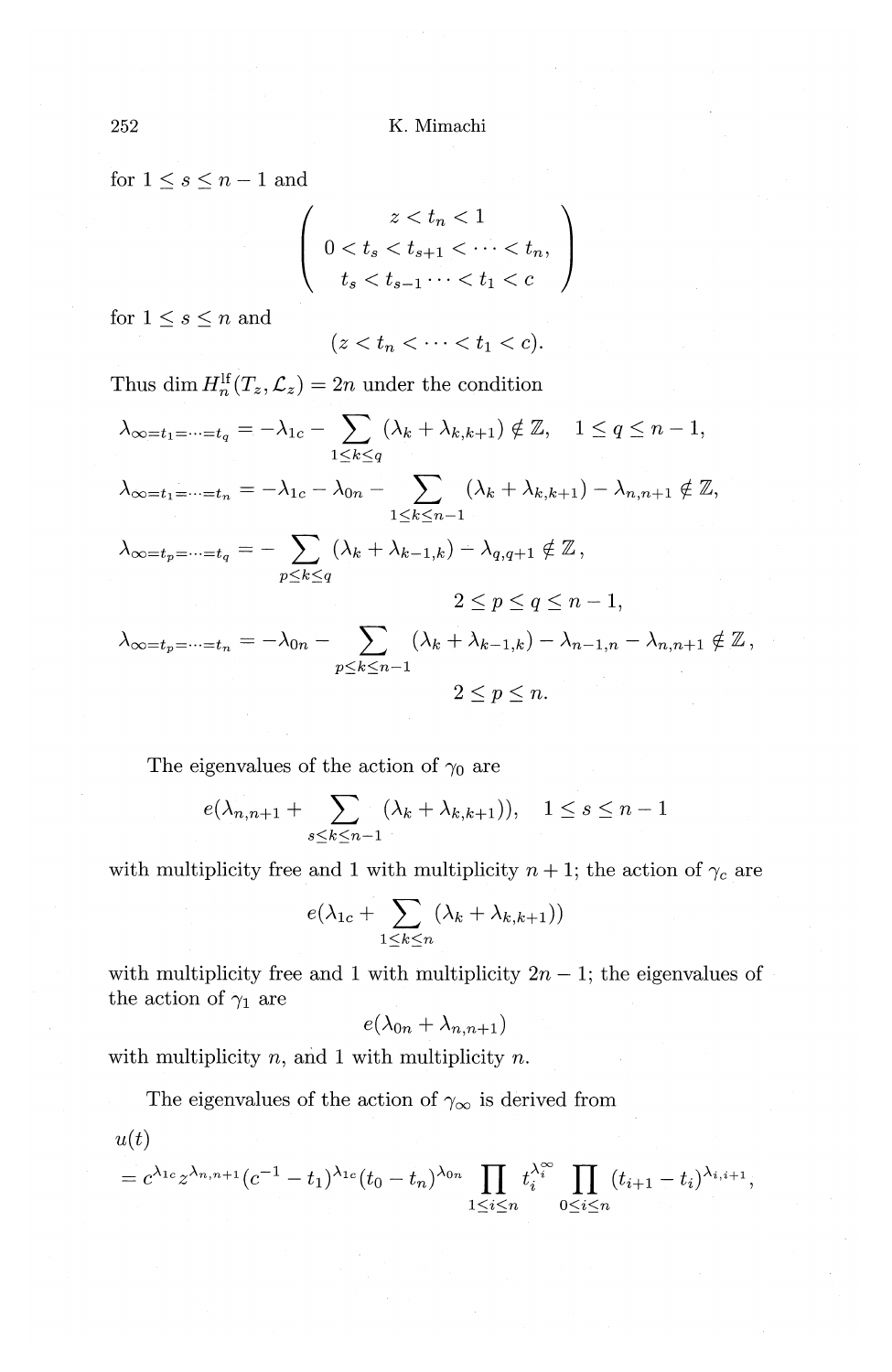for $1 \le s \le n-1$ and

$$\left( \begin{array}{c} z < t_n < 1 \\ 0 < t_s < t_{s+1} < \cdots < t_n, \\ t_s < t_{s-1} \cdots < t_1 < c \end{array} \right)$$

for $1 \le s \le n$ and

$$(z < t_n < \cdots < t_1 < c).$$

Thus $\dim H_n^{\mathrm{lf}}(T_z, \mathcal{L}_z) = 2n$ under the condition

$$\lambda_{\infty = t_1 = \cdots = t_q} = -\lambda_{1c} - \sum_{1 \le k \le q} (\lambda_k + \lambda_{k,k+1}) \notin \mathbb{Z}, \quad 1 \le q \le n-1,$$

$$\lambda_{\infty = t_1 = \cdots = t_n} = -\lambda_{1c} - \lambda_{0n} - \sum_{1 \le k \le n-1} (\lambda_k + \lambda_{k,k+1}) - \lambda_{n,n+1} \notin \mathbb{Z},$$

$$\lambda_{\infty = t_p = \cdots = t_q} = - \sum_{p \le k \le q} (\lambda_k + \lambda_{k-1,k}) - \lambda_{q,q+1} \notin \mathbb{Z}, \qquad 2 \le p \le q \le n-1,$$

$$\lambda_{\infty = t_p = \cdots = t_n} = -\lambda_{0n} - \sum_{p \le k \le n-1} (\lambda_k + \lambda_{k-1,k}) - \lambda_{n-1,n} - \lambda_{n,n+1} \notin \mathbb{Z}, \qquad 2 \le p \le n.$$

The eigenvalues of the action of $\gamma_0$ are

$$e(\lambda_{n,n+1} + \sum_{s \le k \le n-1} (\lambda_k + \lambda_{k,k+1})), \quad 1 \le s \le n-1$$

with multiplicity free and 1 with multiplicity $n+1$; the action of $\gamma_c$ are

$$e(\lambda_{1c} + \sum_{1 \le k \le n} (\lambda_k + \lambda_{k,k+1}))$$

with multiplicity free and 1 with multiplicity $2n-1$; the eigenvalues of the action of $\gamma_1$ are

$$e(\lambda_{0n} + \lambda_{n,n+1})$$

with multiplicity $n$, and 1 with multiplicity $n$.

The eigenvalues of the action of $\gamma_\infty$ is derived from

$$u(t) = c^{\lambda_{1c}} z^{\lambda_{n,n+1}} (c^{-1} - t_1)^{\lambda_{1c}} (t_0 - t_n)^{\lambda_{0n}} \prod_{1 \le i \le n} t_i^{\lambda_i^\infty} \prod_{0 \le i \le n} (t_{i+1} - t_i)^{\lambda_{i,i+1}},$$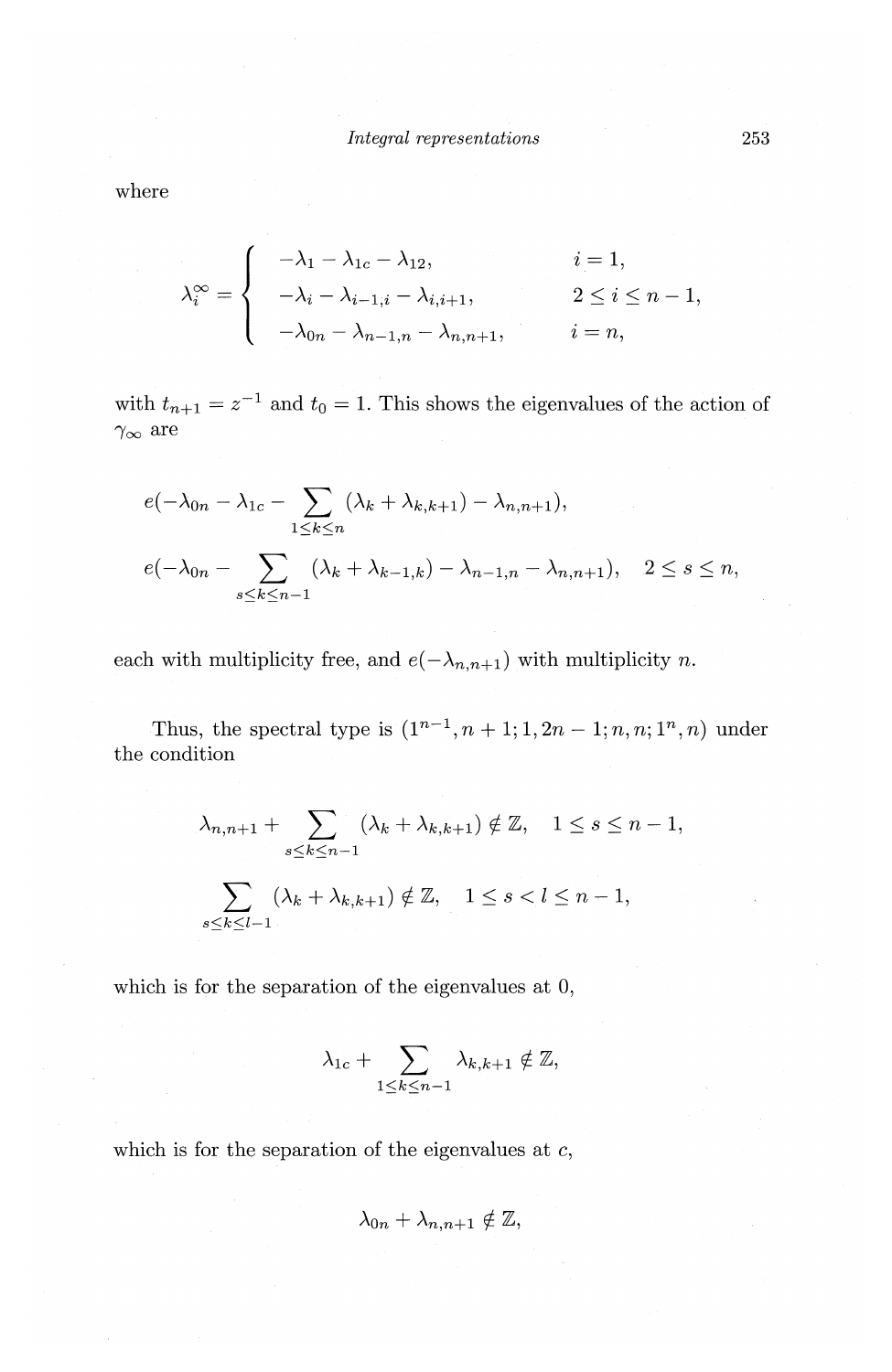where

$$
\lambda_i^\infty = \begin{cases} -\lambda_1 - \lambda_{1c} - \lambda_{12}, & i = 1, \\ -\lambda_i - \lambda_{i-1,i} - \lambda_{i,i+1}, & 2 \le i \le n-1, \\ -\lambda_{0n} - \lambda_{n-1,n} - \lambda_{n,n+1}, & i = n, \end{cases}
$$

with $t_{n+1} = z^{-1}$ and $t_0 = 1$. This shows the eigenvalues of the action of $\gamma_\infty$ are

$$
e(-\lambda_{0n} - \lambda_{1c} - \sum_{1 \le k \le n} (\lambda_k + \lambda_{k,k+1}) - \lambda_{n,n+1}),
$$

$$
e(-\lambda_{0n} - \sum_{s \le k \le n-1} (\lambda_k + \lambda_{k-1,k}) - \lambda_{n-1,n} - \lambda_{n,n+1}), \quad 2 \le s \le n,
$$

each with multiplicity free, and $e(-\lambda_{n,n+1})$ with multiplicity $n$.

Thus, the spectral type is $(1^{n-1}, n+1; 1, 2n-1; n, n; 1^n, n)$ under the condition

$$
\lambda_{n,n+1} + \sum_{s \le k \le n-1} (\lambda_k + \lambda_{k,k+1}) \notin \mathbb{Z}, \quad 1 \le s \le n-1,
$$

$$
\sum_{s \le k \le l-1} (\lambda_k + \lambda_{k,k+1}) \notin \mathbb{Z}, \quad 1 \le s < l \le n-1,
$$

which is for the separation of the eigenvalues at 0,

$$
\lambda_{1c} + \sum_{1 \le k \le n-1} \lambda_{k,k+1} \notin \mathbb{Z},
$$

which is for the separation of the eigenvalues at $c$,

$$
\lambda_{0n} + \lambda_{n,n+1} \notin \mathbb{Z},
$$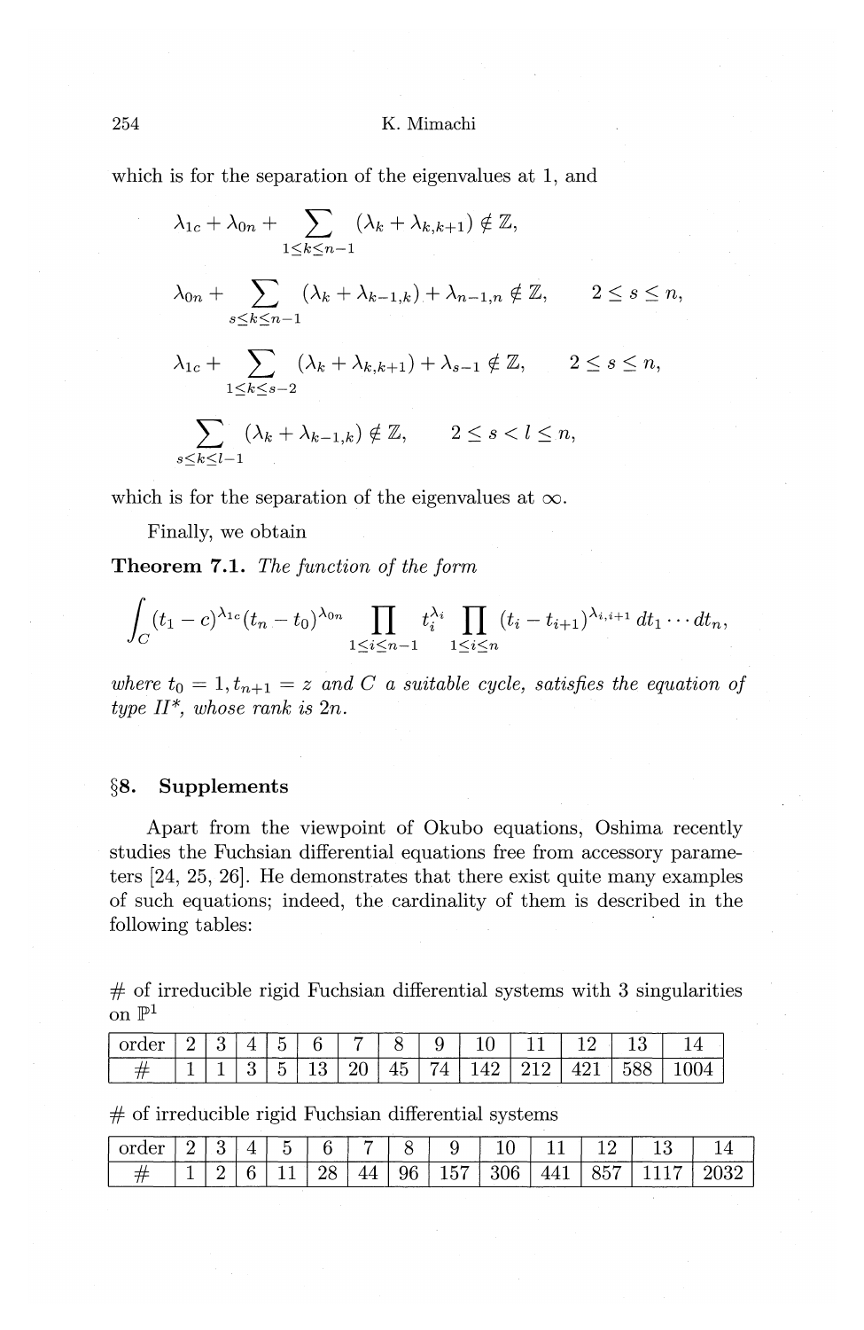which is for the separation of the eigenvalues at 1, and

$$\lambda_{1c} + \lambda_{0n} + \sum_{1 \le k \le n-1} (\lambda_k + \lambda_{k,k+1}) \notin \mathbb{Z},$$

$$\lambda_{0n} + \sum_{s \le k \le n-1} (\lambda_k + \lambda_{k-1,k}) + \lambda_{n-1,n} \notin \mathbb{Z}, \qquad 2 \le s \le n,$$

$$\lambda_{1c} + \sum_{1 \le k \le s-2} (\lambda_k + \lambda_{k,k+1}) + \lambda_{s-1} \notin \mathbb{Z}, \qquad 2 \le s \le n,$$

$$\sum_{s \le k \le l-1} (\lambda_k + \lambda_{k-1,k}) \notin \mathbb{Z}, \qquad 2 \le s < l \le n,$$

which is for the separation of the eigenvalues at $\infty$.

Finally, we obtain

**Theorem 7.1.** *The function of the form*

$$\int_C (t_1 - c)^{\lambda_{1c}} (t_n - t_0)^{\lambda_{0n}} \prod_{1 \le i \le n-1} t_i^{\lambda_i} \prod_{1 \le i \le n} (t_i - t_{i+1})^{\lambda_{i,i+1}} \, dt_1 \cdots dt_n,$$

*where $t_0 = 1, t_{n+1} = z$ and $C$ a suitable cycle, satisfies the equation of type II\*, whose rank is $2n$.*

## §8. Supplements

Apart from the viewpoint of Okubo equations, Oshima recently studies the Fuchsian differential equations free from accessory parameters [24, 25, 26]. He demonstrates that there exist quite many examples of such equations; indeed, the cardinality of them is described in the following tables:

\# of irreducible rigid Fuchsian differential systems with 3 singularities on $\mathbb{P}^1$

| order | 2 | 3 | 4 | 5 | 6 | 7 | 8 | 9 | 10 | 11 | 12 | 13 | 14 |
|---|---|---|---|---|---|---|---|---|---|---|---|---|---|
| # | 1 | 1 | 3 | 5 | 13 | 20 | 45 | 74 | 142 | 212 | 421 | 588 | 1004 |

\# of irreducible rigid Fuchsian differential systems

| order | 2 | 3 | 4 | 5 | 6 | 7 | 8 | 9 | 10 | 11 | 12 | 13 | 14 |
|---|---|---|---|---|---|---|---|---|---|---|---|---|---|
| # | 1 | 2 | 6 | 11 | 28 | 44 | 96 | 157 | 306 | 441 | 857 | 1117 | 2032 |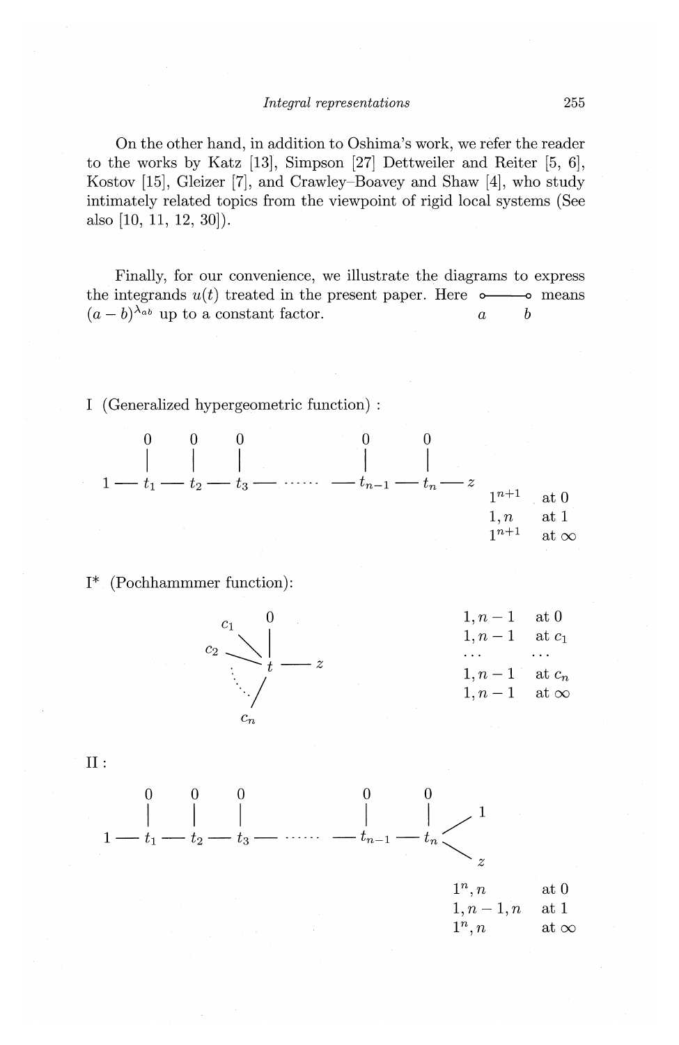On the other hand, in addition to Oshima's work, we refer the reader to the works by Katz [13], Simpson [27] Dettweiler and Reiter [5, 6], Kostov [15], Gleizer [7], and Crawley–Boavey and Shaw [4], who study intimately related topics from the viewpoint of rigid local systems (See also [10, 11, 12, 30]).

Finally, for our convenience, we illustrate the diagrams to express the integrands $u(t)$ treated in the present paper. Here $\underset{a}{\circ}\!\!-\!\!\!-\!\!\!-\!\!\underset{b}{\circ}$ means $(a-b)^{\lambda_{ab}}$ up to a constant factor.

I (Generalized hypergeometric function) :

$$
\begin{array}{ccccccccccccc}
 & & 0 & & 0 & & 0 & & & & 0 & & 0 & & \\
 & & | & & | & & | & & & & | & & | & & \\
1 & — & t_1 & — & t_2 & — & t_3 & — & \cdots\cdots & — & t_{n-1} & — & t_n & — & z
\end{array}
$$

| | |
|---|---|
| $1^{n+1}$ | at 0 |
| $1, n$ | at 1 |
| $1^{n+1}$ | at $\infty$ |

I* (Pochhammmer function):

$$
t \text{ joined to } 0,\ c_1,\ c_2,\ \ldots,\ c_n \text{ and } z:\quad c_1 - t,\ c_2 - t,\ \ldots,\ c_n - t,\ 0 - t,\ t - z
$$

| | |
|---|---|
| $1, n-1$ | at 0 |
| $1, n-1$ | at $c_1$ |
| $\cdots$ | $\cdots$ |
| $1, n-1$ | at $c_n$ |
| $1, n-1$ | at $\infty$ |

II :

$$
\begin{array}{cccccccccccccc}
 & & 0 & & 0 & & 0 & & & & 0 & & 0 & \\
 & & | & & | & & | & & & & | & & | & \diagup\, 1 \\
1 & — & t_1 & — & t_2 & — & t_3 & — & \cdots\cdots & — & t_{n-1} & — & t_n & \\
 & & & & & & & & & & & & & \diagdown\, z
\end{array}
$$

| | |
|---|---|
| $1^n, n$ | at 0 |
| $1, n-1, n$ | at 1 |
| $1^n, n$ | at $\infty$ |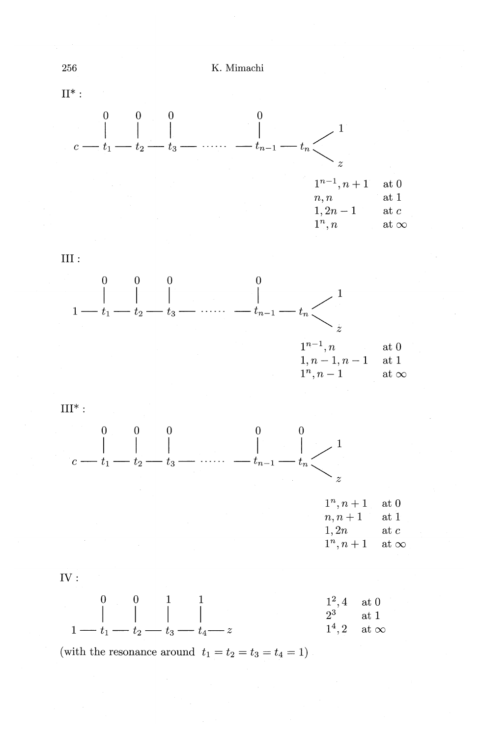II* :

$$
\begin{array}{ccccccccccccc}
 & & 0 & & 0 & & 0 & & & & 0 & & \\
 & & | & & | & & | & & & & | & & \\
c & — & t_1 & — & t_2 & — & t_3 & — & \cdots\cdots & — & t_{n-1} & — & t_n \begin{array}{l} \nearrow 1 \\ \searrow z \end{array}
\end{array}
$$

| | |
|---|---|
| $1^{n-1}, n+1$ | at 0 |
| $n, n$ | at 1 |
| $1, 2n-1$ | at $c$ |
| $1^n, n$ | at $\infty$ |

III :

$$
\begin{array}{ccccccccccccc}
 & & 0 & & 0 & & 0 & & & & 0 & & \\
 & & | & & | & & | & & & & | & & \\
1 & — & t_1 & — & t_2 & — & t_3 & — & \cdots\cdots & — & t_{n-1} & — & t_n \begin{array}{l} \nearrow 1 \\ \searrow z \end{array}
\end{array}
$$

| | |
|---|---|
| $1^{n-1}, n$ | at 0 |
| $1, n-1, n-1$ | at 1 |
| $1^n, n-1$ | at $\infty$ |

III* :

$$
\begin{array}{ccccccccccccc}
 & & 0 & & 0 & & 0 & & & & 0 & & 0 \\
 & & | & & | & & | & & & & | & & | \\
c & — & t_1 & — & t_2 & — & t_3 & — & \cdots\cdots & — & t_{n-1} & — & t_n \begin{array}{l} \nearrow 1 \\ \searrow z \end{array}
\end{array}
$$

| | |
|---|---|
| $1^n, n+1$ | at 0 |
| $n, n+1$ | at 1 |
| $1, 2n$ | at $c$ |
| $1^n, n+1$ | at $\infty$ |

IV :

$$
\begin{array}{ccccccccccc}
 & & 0 & & 0 & & 1 & & 1 & & \\
 & & | & & | & & | & & | & & \\
1 & — & t_1 & — & t_2 & — & t_3 & — & t_4 & — & z
\end{array}
$$

| | |
|---|---|
| $1^2, 4$ | at 0 |
| $2^3$ | at 1 |
| $1^4, 2$ | at $\infty$ |

(with the resonance around $t_1 = t_2 = t_3 = t_4 = 1$)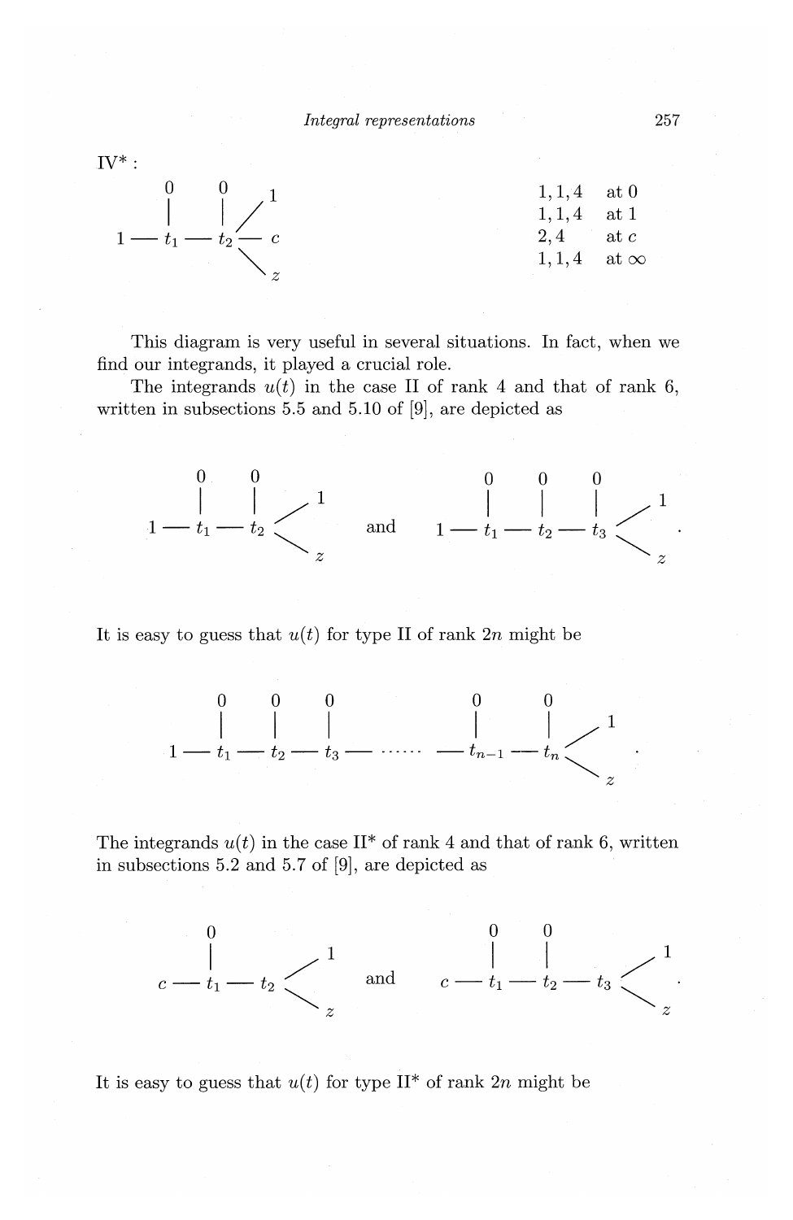IV* :

$$
\begin{array}{ccccccc}
 & & 0 & & 0 & & 1 \\
 & & | & & | & \diagup & \\
1 & — & t_1 & — & t_2 & — & c \\
 & & & & & \diagdown & \\
 & & & & & & z
\end{array}
$$

| | |
|---|---|
| 1, 1, 4 | at 0 |
| 1, 1, 4 | at 1 |
| 2, 4 | at $c$ |
| 1, 1, 4 | at $\infty$ |

This diagram is very useful in several situations. In fact, when we find our integrands, it played a crucial role.

The integrands $u(t)$ in the case II of rank 4 and that of rank 6, written in subsections 5.5 and 5.10 of [9], are depicted as

$$
\begin{array}{cccccc}
 & & 0 & & 0 & \\
 & & | & & | & \diagup\, 1 \\
1 & — & t_1 & — & t_2 & \\
 & & & & & \diagdown\, z
\end{array}
\quad \text{and} \quad
\begin{array}{cccccccc}
 & & 0 & & 0 & & 0 & \\
 & & | & & | & & | & \diagup\, 1 \\
1 & — & t_1 & — & t_2 & — & t_3 & \\
 & & & & & & & \diagdown\, z
\end{array}
.
$$

It is easy to guess that $u(t)$ for type II of rank $2n$ might be

$$
\begin{array}{cccccccccccc}
 & & 0 & & 0 & & 0 & & & 0 & & 0 \\
 & & | & & | & & | & & & | & & | \quad \diagup\, 1 \\
1 & — & t_1 & — & t_2 & — & t_3 & — \cdots\cdots & — & t_{n-1} & — & t_n \\
 & & & & & & & & & & & \quad \diagdown\, z
\end{array}
.
$$

The integrands $u(t)$ in the case II* of rank 4 and that of rank 6, written in subsections 5.2 and 5.7 of [9], are depicted as

$$
\begin{array}{cccccc}
 & & 0 & & & \\
 & & | & & & \diagup\, 1 \\
c & — & t_1 & — & t_2 & \\
 & & & & & \diagdown\, z
\end{array}
\quad \text{and} \quad
\begin{array}{cccccccc}
 & & 0 & & 0 & & & \\
 & & | & & | & & & \diagup\, 1 \\
c & — & t_1 & — & t_2 & — & t_3 & \\
 & & & & & & & \diagdown\, z
\end{array}
.
$$

It is easy to guess that $u(t)$ for type II* of rank $2n$ might be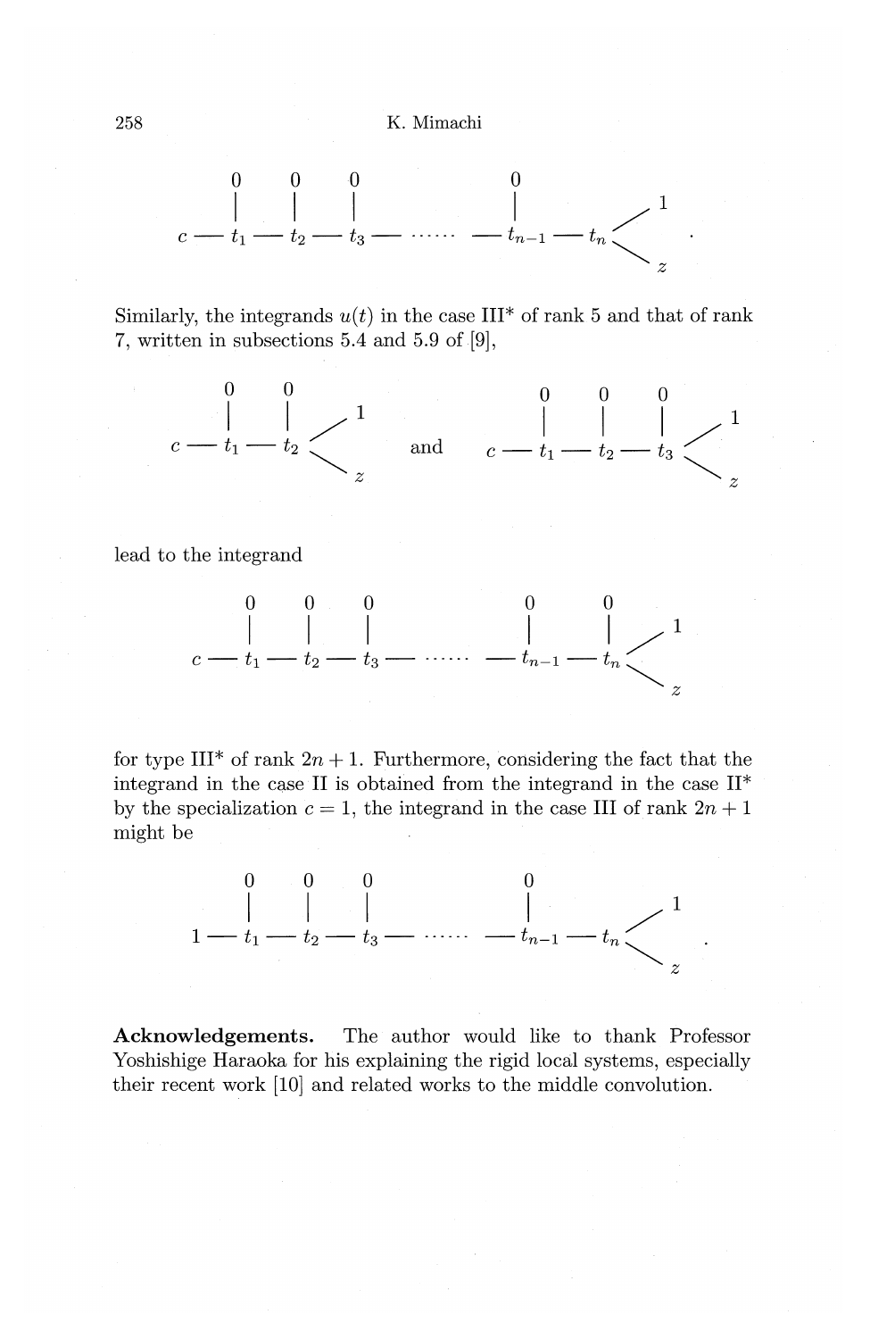$$
\begin{array}{cccccccccccccl}
 & & 0 & & 0 & & 0 & & & & 0 & & & \\
 & & | & & | & & | & & & & | & & & \nearrow 1 \\
c & — & t_1 & — & t_2 & — & t_3 & — & \cdots\cdots & — & t_{n-1} & — & t_n & \\
 & & & & & & & & & & & & & \searrow z
\end{array}
\quad .
$$

Similarly, the integrands $u(t)$ in the case III* of rank 5 and that of rank 7, written in subsections 5.4 and 5.9 of [9],

$$
\begin{array}{ccccccl}
 & & 0 & & 0 & & \\
 & & | & & | & & \nearrow 1 \\
c & — & t_1 & — & t_2 & & \\
 & & & & & & \searrow z
\end{array}
\qquad \text{and} \qquad
\begin{array}{ccccccccl}
 & & 0 & & 0 & & 0 & & \\
 & & | & & | & & | & & \nearrow 1 \\
c & — & t_1 & — & t_2 & — & t_3 & & \\
 & & & & & & & & \searrow z
\end{array}
$$

lead to the integrand

$$
\begin{array}{cccccccccccccl}
 & & 0 & & 0 & & 0 & & & & 0 & & 0 & \\
 & & | & & | & & | & & & & | & & | & \nearrow 1 \\
c & — & t_1 & — & t_2 & — & t_3 & — & \cdots\cdots & — & t_{n-1} & — & t_n & \\
 & & & & & & & & & & & & & \searrow z
\end{array}
$$

for type III* of rank $2n+1$. Furthermore, considering the fact that the integrand in the case II is obtained from the integrand in the case II* by the specialization $c = 1$, the integrand in the case III of rank $2n+1$ might be

$$
\begin{array}{cccccccccccccl}
 & & 0 & & 0 & & 0 & & & & 0 & & & \\
 & & | & & | & & | & & & & | & & & \nearrow 1 \\
1 & — & t_1 & — & t_2 & — & t_3 & — & \cdots\cdots & — & t_{n-1} & — & t_n & \\
 & & & & & & & & & & & & & \searrow z
\end{array}
\quad .
$$

**Acknowledgements.** The author would like to thank Professor Yoshishige Haraoka for his explaining the rigid local systems, especially their recent work [10] and related works to the middle convolution.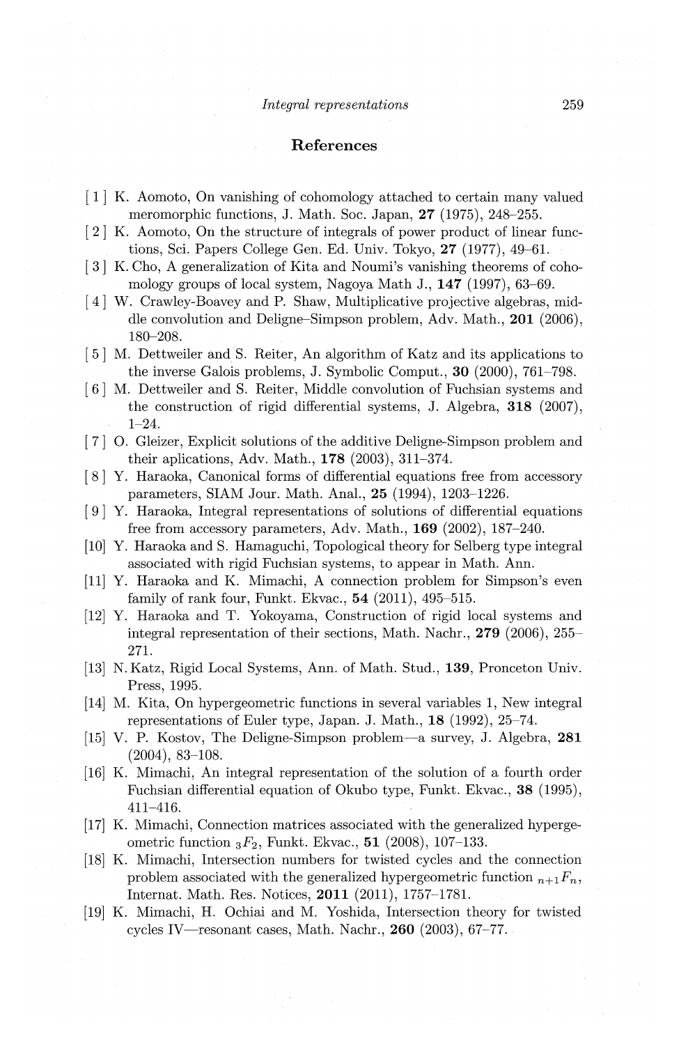## References

[1] K. Aomoto, On vanishing of cohomology attached to certain many valued meromorphic functions, J. Math. Soc. Japan, **27** (1975), 248–255.

[2] K. Aomoto, On the structure of integrals of power product of linear functions, Sci. Papers College Gen. Ed. Univ. Tokyo, **27** (1977), 49–61.

[3] K. Cho, A generalization of Kita and Noumi's vanishing theorems of cohomology groups of local system, Nagoya Math J., **147** (1997), 63–69.

[4] W. Crawley-Boavey and P. Shaw, Multiplicative projective algebras, middle convolution and Deligne–Simpson problem, Adv. Math., **201** (2006), 180–208.

[5] M. Dettweiler and S. Reiter, An algorithm of Katz and its applications to the inverse Galois problems, J. Symbolic Comput., **30** (2000), 761–798.

[6] M. Dettweiler and S. Reiter, Middle convolution of Fuchsian systems and the construction of rigid differential systems, J. Algebra, **318** (2007), 1–24.

[7] O. Gleizer, Explicit solutions of the additive Deligne-Simpson problem and their aplications, Adv. Math., **178** (2003), 311–374.

[8] Y. Haraoka, Canonical forms of differential equations free from accessory parameters, SIAM Jour. Math. Anal., **25** (1994), 1203–1226.

[9] Y. Haraoka, Integral representations of solutions of differential equations free from accessory parameters, Adv. Math., **169** (2002), 187–240.

[10] Y. Haraoka and S. Hamaguchi, Topological theory for Selberg type integral associated with rigid Fuchsian systems, to appear in Math. Ann.

[11] Y. Haraoka and K. Mimachi, A connection problem for Simpson's even family of rank four, Funkt. Ekvac., **54** (2011), 495–515.

[12] Y. Haraoka and T. Yokoyama, Construction of rigid local systems and integral representation of their sections, Math. Nachr., **279** (2006), 255–271.

[13] N. Katz, Rigid Local Systems, Ann. of Math. Stud., **139**, Proceton Univ. Press, 1995.

[14] M. Kita, On hypergeometric functions in several variables 1, New integral representations of Euler type, Japan. J. Math., **18** (1992), 25–74.

[15] V. P. Kostov, The Deligne-Simpson problem—a survey, J. Algebra, **281** (2004), 83–108.

[16] K. Mimachi, An integral representation of the solution of a fourth order Fuchsian differential equation of Okubo type, Funkt. Ekvac., **38** (1995), 411–416.

[17] K. Mimachi, Connection matrices associated with the generalized hypergeometric function ${}_3F_2$, Funkt. Ekvac., **51** (2008), 107–133.

[18] K. Mimachi, Intersection numbers for twisted cycles and the connection problem associated with the generalized hypergeometric function ${}_{n+1}F_n$, Internat. Math. Res. Notices, **2011** (2011), 1757–1781.

[19] K. Mimachi, H. Ochiai and M. Yoshida, Intersection theory for twisted cycles IV—resonant cases, Math. Nachr., **260** (2003), 67–77.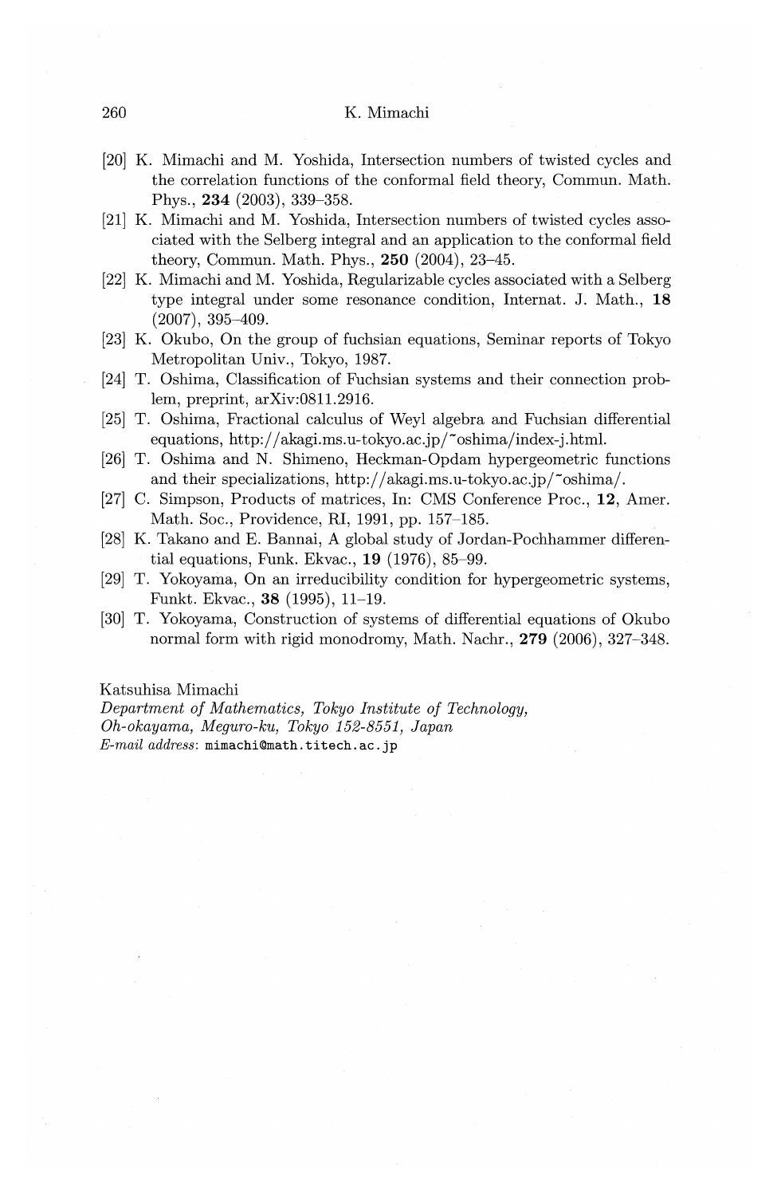[20] K. Mimachi and M. Yoshida, Intersection numbers of twisted cycles and the correlation functions of the conformal field theory, Commun. Math. Phys., **234** (2003), 339–358.

[21] K. Mimachi and M. Yoshida, Intersection numbers of twisted cycles associated with the Selberg integral and an application to the conformal field theory, Commun. Math. Phys., **250** (2004), 23–45.

[22] K. Mimachi and M. Yoshida, Regularizable cycles associated with a Selberg type integral under some resonance condition, Internat. J. Math., **18** (2007), 395–409.

[23] K. Okubo, On the group of fuchsian equations, Seminar reports of Tokyo Metropolitan Univ., Tokyo, 1987.

[24] T. Oshima, Classification of Fuchsian systems and their connection problem, preprint, arXiv:0811.2916.

[25] T. Oshima, Fractional calculus of Weyl algebra and Fuchsian differential equations, http://akagi.ms.u-tokyo.ac.jp/~oshima/index-j.html.

[26] T. Oshima and N. Shimeno, Heckman-Opdam hypergeometric functions and their specializations, http://akagi.ms.u-tokyo.ac.jp/~oshima/.

[27] C. Simpson, Products of matrices, In: CMS Conference Proc., **12**, Amer. Math. Soc., Providence, RI, 1991, pp. 157–185.

[28] K. Takano and E. Bannai, A global study of Jordan-Pochhammer differential equations, Funk. Ekvac., **19** (1976), 85–99.

[29] T. Yokoyama, On an irreducibility condition for hypergeometric systems, Funkt. Ekvac., **38** (1995), 11–19.

[30] T. Yokoyama, Construction of systems of differential equations of Okubo normal form with rigid monodromy, Math. Nachr., **279** (2006), 327–348.

Katsuhisa Mimachi
*Department of Mathematics, Tokyo Institute of Technology,*
*Oh-okayama, Meguro-ku, Tokyo 152-8551, Japan*
*E-mail address*: mimachi@math.titech.ac.jp